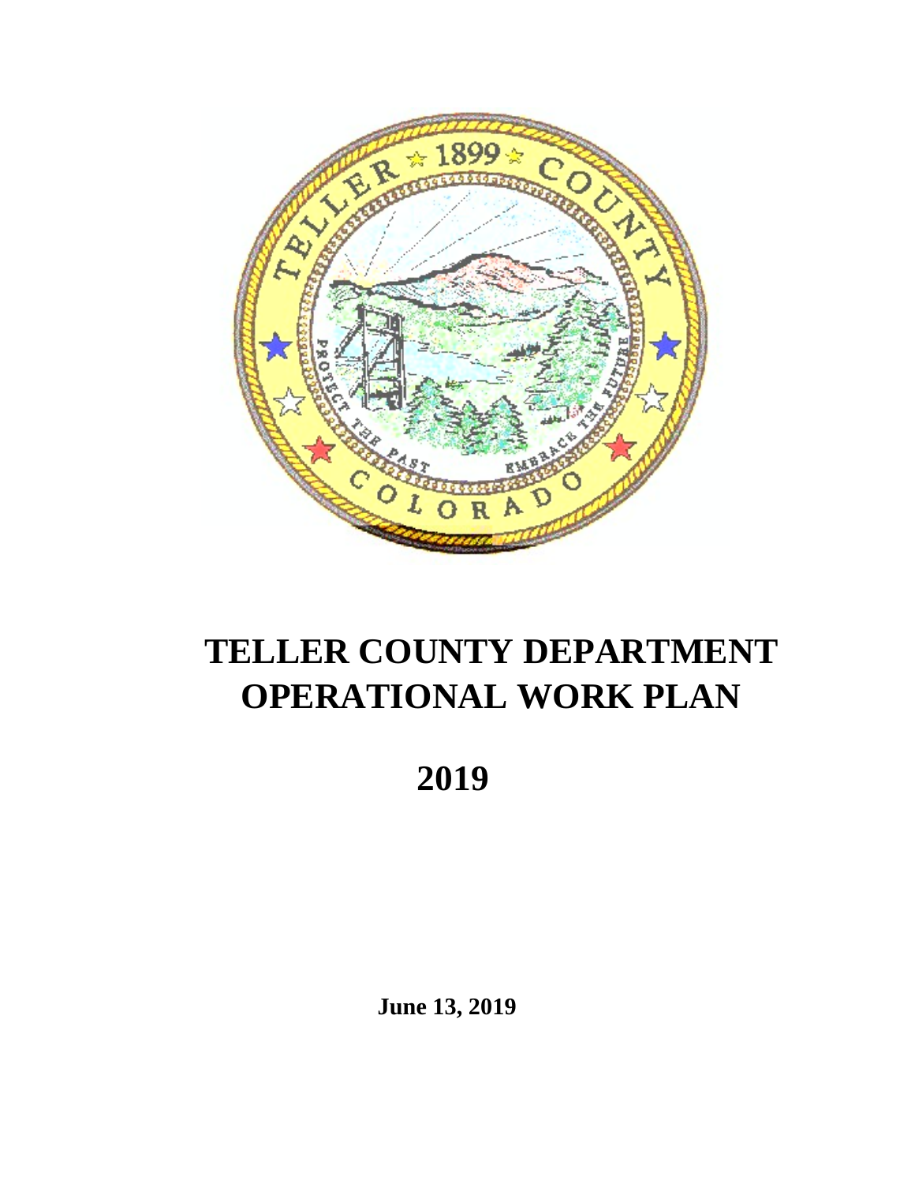# TELLER COUNTY DEPARTMENT OPERATIONAL WORK PLAN

## 2019

**June 13, 2019**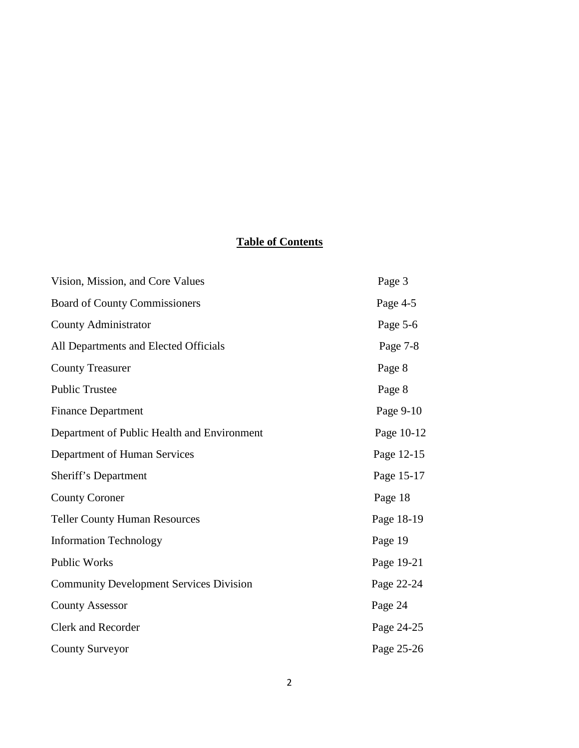**Table of Contents**

| | |
|---|---|
| Vision, Mission, and Core Values | Page 3 |
| Board of County Commissioners | Page 4-5 |
| County Administrator | Page 5-6 |
| All Departments and Elected Officials | Page 7-8 |
| County Treasurer | Page 8 |
| Public Trustee | Page 8 |
| Finance Department | Page 9-10 |
| Department of Public Health and Environment | Page 10-12 |
| Department of Human Services | Page 12-15 |
| Sheriff's Department | Page 15-17 |
| County Coroner | Page 18 |
| Teller County Human Resources | Page 18-19 |
| Information Technology | Page 19 |
| Public Works | Page 19-21 |
| Community Development Services Division | Page 22-24 |
| County Assessor | Page 24 |
| Clerk and Recorder | Page 24-25 |
| County Surveyor | Page 25-26 |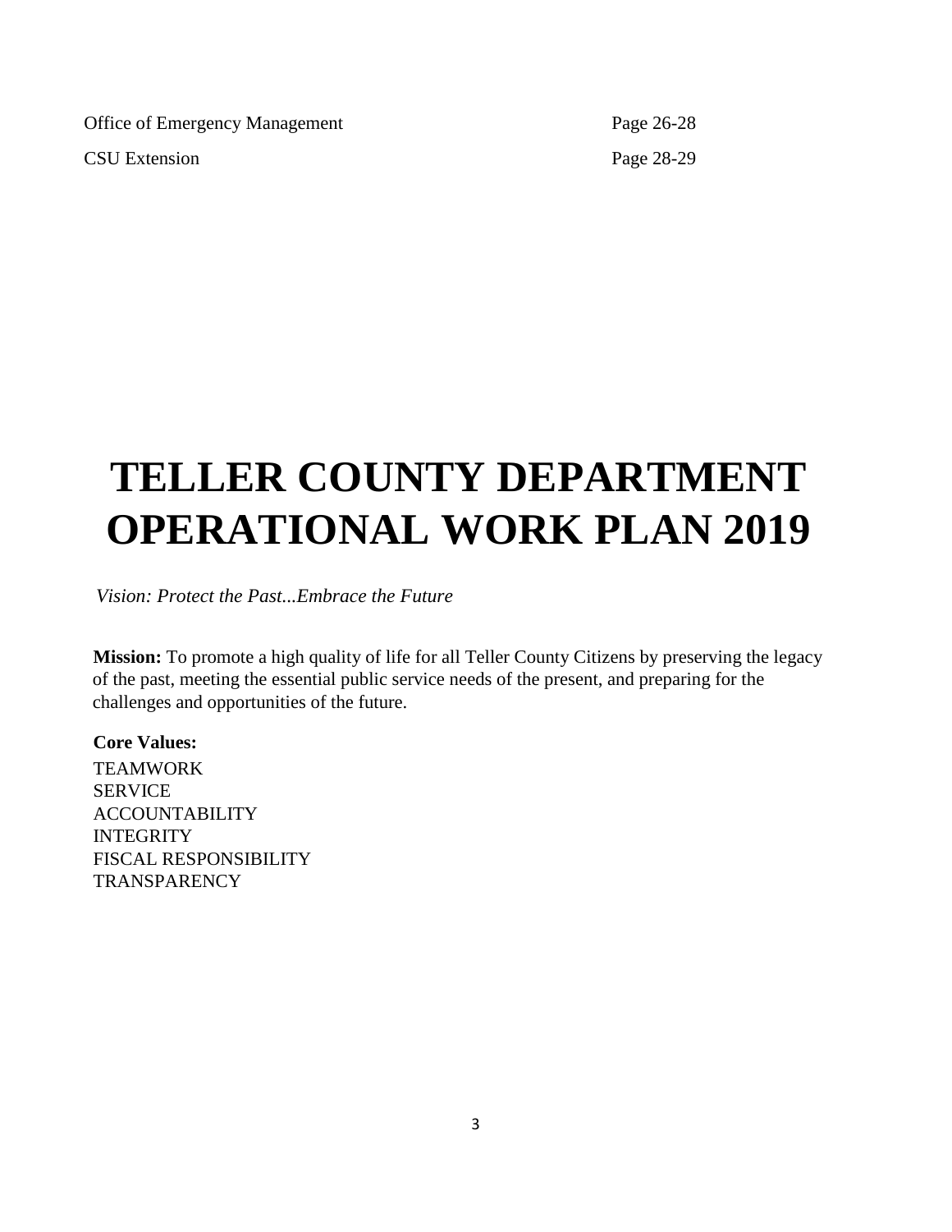| | |
|---|---|
| Office of Emergency Management | Page 26-28 |
| CSU Extension | Page 28-29 |

# TELLER COUNTY DEPARTMENT OPERATIONAL WORK PLAN 2019

*Vision: Protect the Past...Embrace the Future*

**Mission:** To promote a high quality of life for all Teller County Citizens by preserving the legacy of the past, meeting the essential public service needs of the present, and preparing for the challenges and opportunities of the future.

**Core Values:**

TEAMWORK
SERVICE
ACCOUNTABILITY
INTEGRITY
FISCAL RESPONSIBILITY
TRANSPARENCY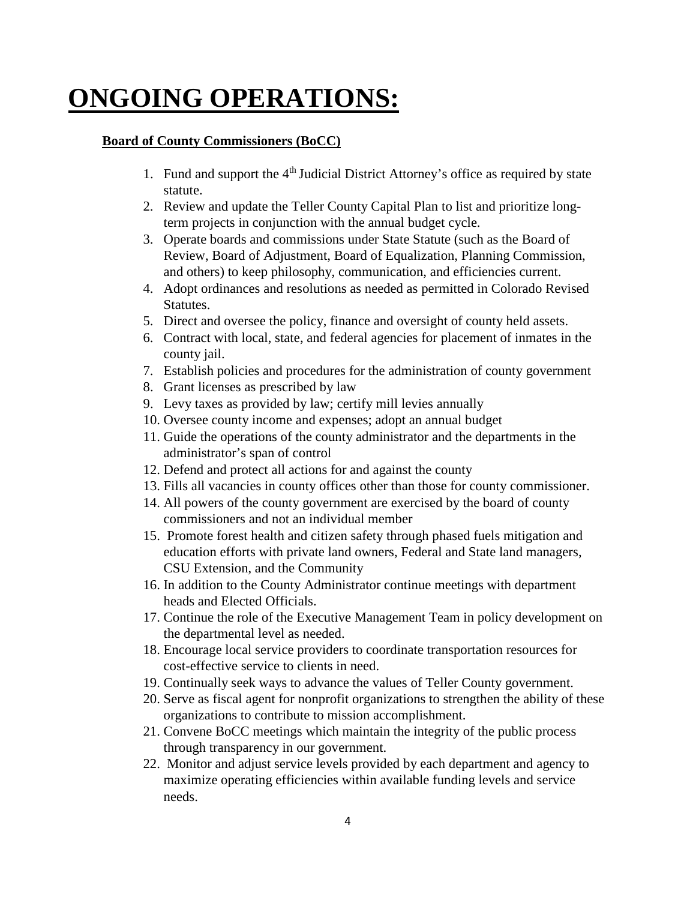# ONGOING OPERATIONS:

**Board of County Commissioners (BoCC)**

1. Fund and support the 4th Judicial District Attorney's office as required by state statute.
2. Review and update the Teller County Capital Plan to list and prioritize long-term projects in conjunction with the annual budget cycle.
3. Operate boards and commissions under State Statute (such as the Board of Review, Board of Adjustment, Board of Equalization, Planning Commission, and others) to keep philosophy, communication, and efficiencies current.
4. Adopt ordinances and resolutions as needed as permitted in Colorado Revised Statutes.
5. Direct and oversee the policy, finance and oversight of county held assets.
6. Contract with local, state, and federal agencies for placement of inmates in the county jail.
7. Establish policies and procedures for the administration of county government
8. Grant licenses as prescribed by law
9. Levy taxes as provided by law; certify mill levies annually
10. Oversee county income and expenses; adopt an annual budget
11. Guide the operations of the county administrator and the departments in the administrator's span of control
12. Defend and protect all actions for and against the county
13. Fills all vacancies in county offices other than those for county commissioner.
14. All powers of the county government are exercised by the board of county commissioners and not an individual member
15. Promote forest health and citizen safety through phased fuels mitigation and education efforts with private land owners, Federal and State land managers, CSU Extension, and the Community
16. In addition to the County Administrator continue meetings with department heads and Elected Officials.
17. Continue the role of the Executive Management Team in policy development on the departmental level as needed.
18. Encourage local service providers to coordinate transportation resources for cost-effective service to clients in need.
19. Continually seek ways to advance the values of Teller County government.
20. Serve as fiscal agent for nonprofit organizations to strengthen the ability of these organizations to contribute to mission accomplishment.
21. Convene BoCC meetings which maintain the integrity of the public process through transparency in our government.
22. Monitor and adjust service levels provided by each department and agency to maximize operating efficiencies within available funding levels and service needs.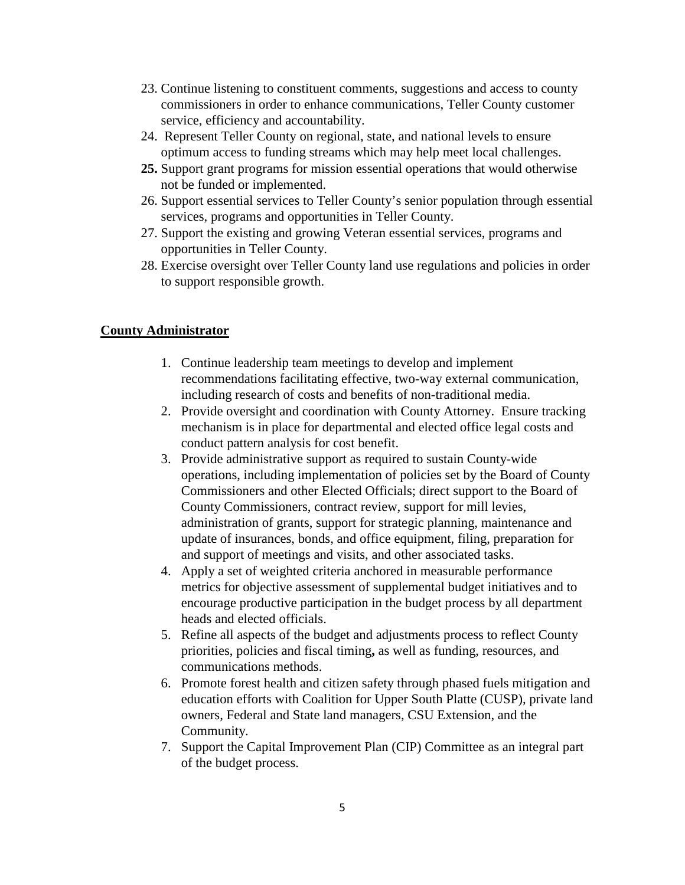23. Continue listening to constituent comments, suggestions and access to county commissioners in order to enhance communications, Teller County customer service, efficiency and accountability.
24. Represent Teller County on regional, state, and national levels to ensure optimum access to funding streams which may help meet local challenges.
25. Support grant programs for mission essential operations that would otherwise not be funded or implemented.
26. Support essential services to Teller County's senior population through essential services, programs and opportunities in Teller County.
27. Support the existing and growing Veteran essential services, programs and opportunities in Teller County.
28. Exercise oversight over Teller County land use regulations and policies in order to support responsible growth.

## County Administrator

1. Continue leadership team meetings to develop and implement recommendations facilitating effective, two-way external communication, including research of costs and benefits of non-traditional media.
2. Provide oversight and coordination with County Attorney. Ensure tracking mechanism is in place for departmental and elected office legal costs and conduct pattern analysis for cost benefit.
3. Provide administrative support as required to sustain County-wide operations, including implementation of policies set by the Board of County Commissioners and other Elected Officials; direct support to the Board of County Commissioners, contract review, support for mill levies, administration of grants, support for strategic planning, maintenance and update of insurances, bonds, and office equipment, filing, preparation for and support of meetings and visits, and other associated tasks.
4. Apply a set of weighted criteria anchored in measurable performance metrics for objective assessment of supplemental budget initiatives and to encourage productive participation in the budget process by all department heads and elected officials.
5. Refine all aspects of the budget and adjustments process to reflect County priorities, policies and fiscal timing**,** as well as funding, resources, and communications methods.
6. Promote forest health and citizen safety through phased fuels mitigation and education efforts with Coalition for Upper South Platte (CUSP), private land owners, Federal and State land managers, CSU Extension, and the Community.
7. Support the Capital Improvement Plan (CIP) Committee as an integral part of the budget process.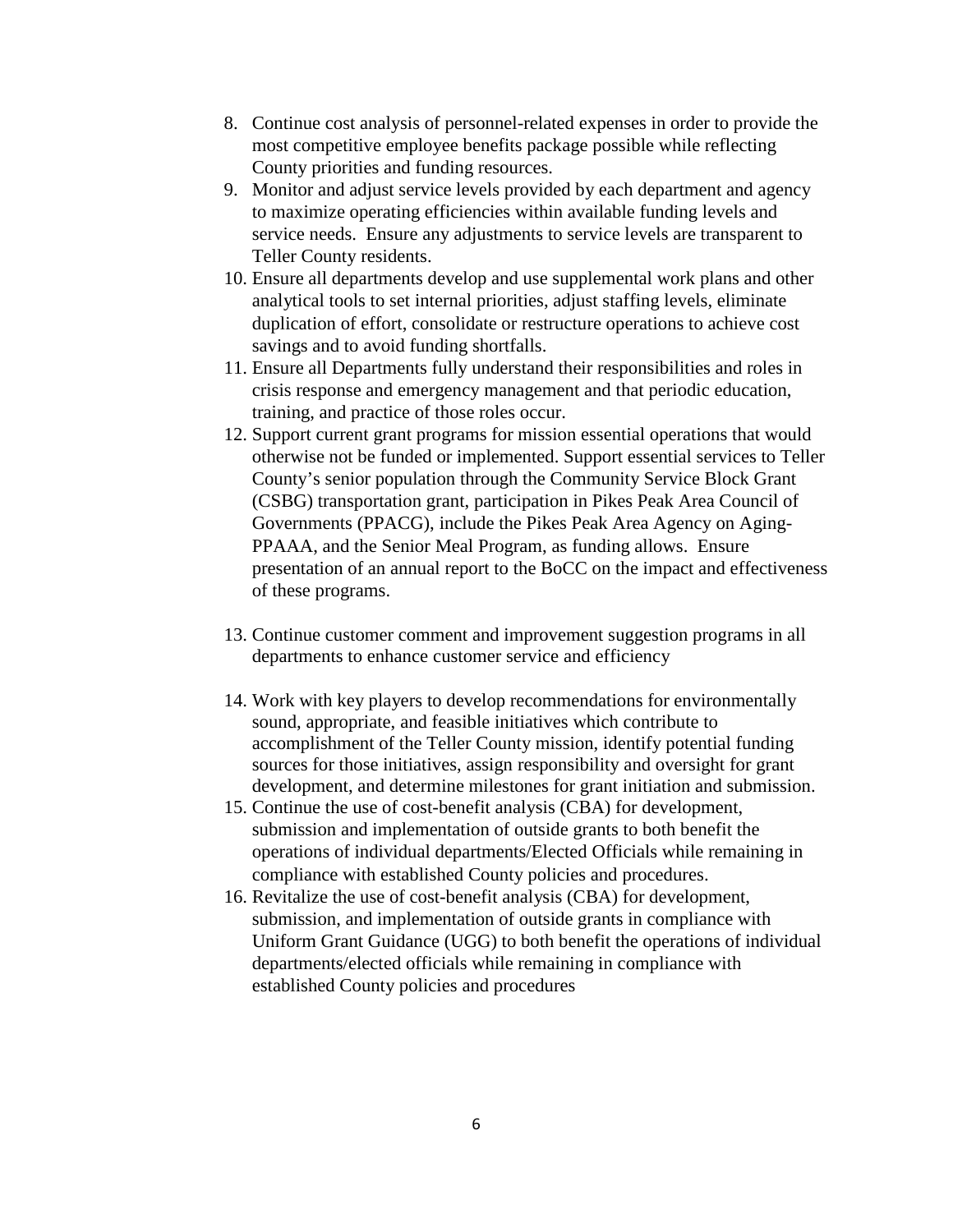8. Continue cost analysis of personnel-related expenses in order to provide the most competitive employee benefits package possible while reflecting County priorities and funding resources.
9. Monitor and adjust service levels provided by each department and agency to maximize operating efficiencies within available funding levels and service needs. Ensure any adjustments to service levels are transparent to Teller County residents.
10. Ensure all departments develop and use supplemental work plans and other analytical tools to set internal priorities, adjust staffing levels, eliminate duplication of effort, consolidate or restructure operations to achieve cost savings and to avoid funding shortfalls.
11. Ensure all Departments fully understand their responsibilities and roles in crisis response and emergency management and that periodic education, training, and practice of those roles occur.
12. Support current grant programs for mission essential operations that would otherwise not be funded or implemented. Support essential services to Teller County's senior population through the Community Service Block Grant (CSBG) transportation grant, participation in Pikes Peak Area Council of Governments (PPACG), include the Pikes Peak Area Agency on Aging-PPAAA, and the Senior Meal Program, as funding allows. Ensure presentation of an annual report to the BoCC on the impact and effectiveness of these programs.

13. Continue customer comment and improvement suggestion programs in all departments to enhance customer service and efficiency

14. Work with key players to develop recommendations for environmentally sound, appropriate, and feasible initiatives which contribute to accomplishment of the Teller County mission, identify potential funding sources for those initiatives, assign responsibility and oversight for grant development, and determine milestones for grant initiation and submission.
15. Continue the use of cost-benefit analysis (CBA) for development, submission and implementation of outside grants to both benefit the operations of individual departments/Elected Officials while remaining in compliance with established County policies and procedures.
16. Revitalize the use of cost-benefit analysis (CBA) for development, submission, and implementation of outside grants in compliance with Uniform Grant Guidance (UGG) to both benefit the operations of individual departments/elected officials while remaining in compliance with established County policies and procedures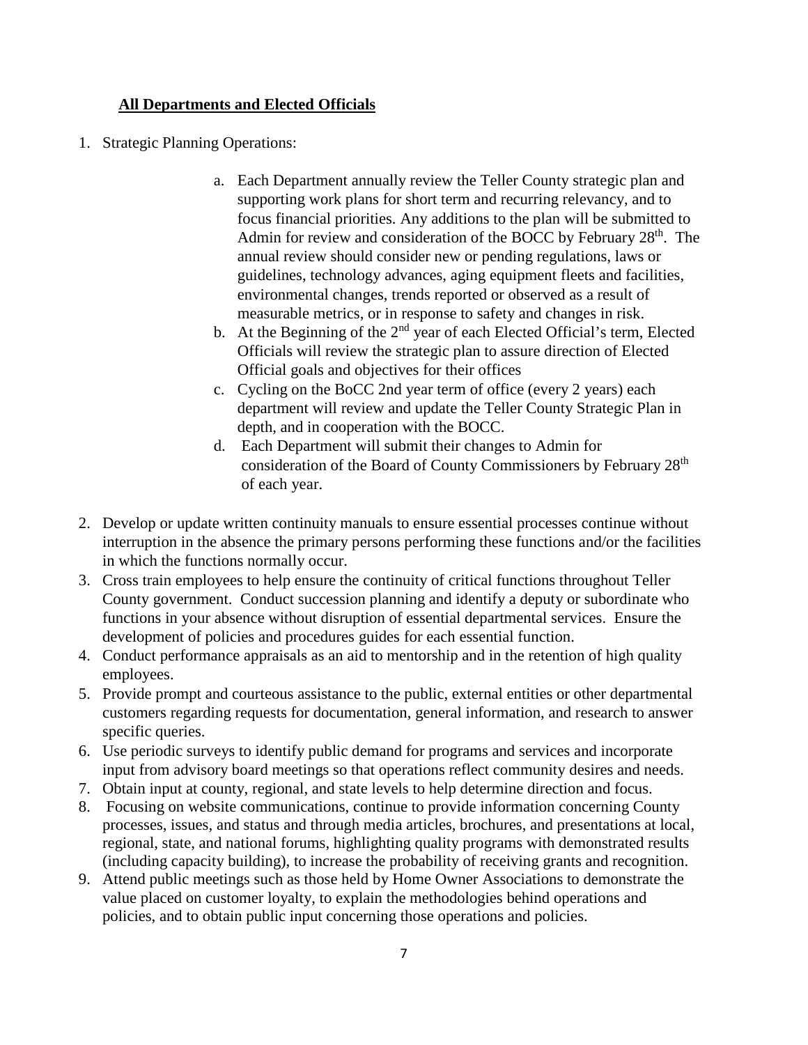**All Departments and Elected Officials**

1. Strategic Planning Operations:

    a. Each Department annually review the Teller County strategic plan and supporting work plans for short term and recurring relevancy, and to focus financial priorities. Any additions to the plan will be submitted to Admin for review and consideration of the BOCC by February 28th. The annual review should consider new or pending regulations, laws or guidelines, technology advances, aging equipment fleets and facilities, environmental changes, trends reported or observed as a result of measurable metrics, or in response to safety and changes in risk.
    b. At the Beginning of the 2nd year of each Elected Official's term, Elected Officials will review the strategic plan to assure direction of Elected Official goals and objectives for their offices
    c. Cycling on the BoCC 2nd year term of office (every 2 years) each department will review and update the Teller County Strategic Plan in depth, and in cooperation with the BOCC.
    d. Each Department will submit their changes to Admin for consideration of the Board of County Commissioners by February 28th of each year.

2. Develop or update written continuity manuals to ensure essential processes continue without interruption in the absence the primary persons performing these functions and/or the facilities in which the functions normally occur.
3. Cross train employees to help ensure the continuity of critical functions throughout Teller County government. Conduct succession planning and identify a deputy or subordinate who functions in your absence without disruption of essential departmental services. Ensure the development of policies and procedures guides for each essential function.
4. Conduct performance appraisals as an aid to mentorship and in the retention of high quality employees.
5. Provide prompt and courteous assistance to the public, external entities or other departmental customers regarding requests for documentation, general information, and research to answer specific queries.
6. Use periodic surveys to identify public demand for programs and services and incorporate input from advisory board meetings so that operations reflect community desires and needs.
7. Obtain input at county, regional, and state levels to help determine direction and focus.
8. Focusing on website communications, continue to provide information concerning County processes, issues, and status and through media articles, brochures, and presentations at local, regional, state, and national forums, highlighting quality programs with demonstrated results (including capacity building), to increase the probability of receiving grants and recognition.
9. Attend public meetings such as those held by Home Owner Associations to demonstrate the value placed on customer loyalty, to explain the methodologies behind operations and policies, and to obtain public input concerning those operations and policies.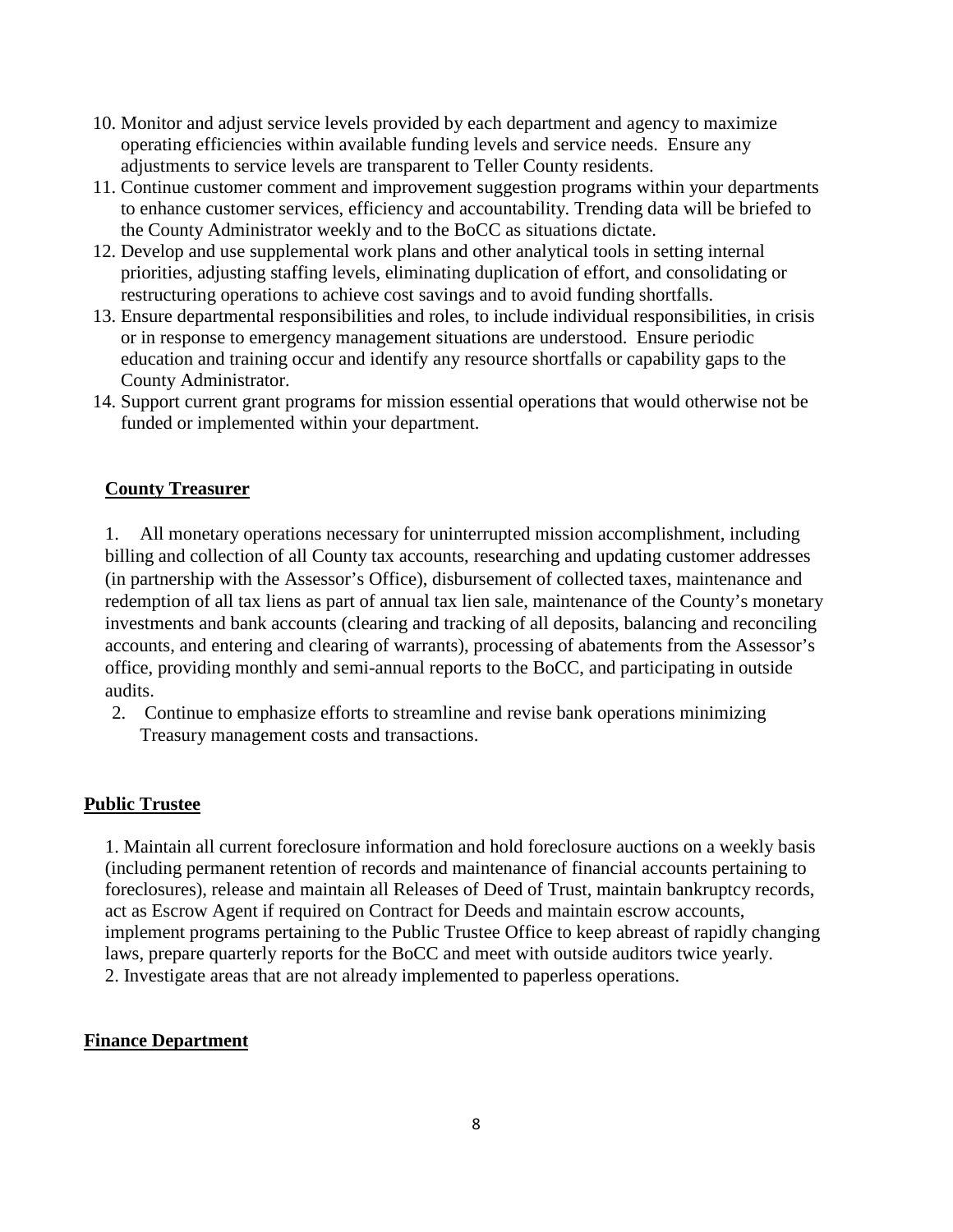10. Monitor and adjust service levels provided by each department and agency to maximize operating efficiencies within available funding levels and service needs. Ensure any adjustments to service levels are transparent to Teller County residents.
11. Continue customer comment and improvement suggestion programs within your departments to enhance customer services, efficiency and accountability. Trending data will be briefed to the County Administrator weekly and to the BoCC as situations dictate.
12. Develop and use supplemental work plans and other analytical tools in setting internal priorities, adjusting staffing levels, eliminating duplication of effort, and consolidating or restructuring operations to achieve cost savings and to avoid funding shortfalls.
13. Ensure departmental responsibilities and roles, to include individual responsibilities, in crisis or in response to emergency management situations are understood. Ensure periodic education and training occur and identify any resource shortfalls or capability gaps to the County Administrator.
14. Support current grant programs for mission essential operations that would otherwise not be funded or implemented within your department.

**County Treasurer**

1. All monetary operations necessary for uninterrupted mission accomplishment, including billing and collection of all County tax accounts, researching and updating customer addresses (in partnership with the Assessor's Office), disbursement of collected taxes, maintenance and redemption of all tax liens as part of annual tax lien sale, maintenance of the County's monetary investments and bank accounts (clearing and tracking of all deposits, balancing and reconciling accounts, and entering and clearing of warrants), processing of abatements from the Assessor's office, providing monthly and semi-annual reports to the BoCC, and participating in outside audits.
2. Continue to emphasize efforts to streamline and revise bank operations minimizing Treasury management costs and transactions.

**Public Trustee**

1. Maintain all current foreclosure information and hold foreclosure auctions on a weekly basis (including permanent retention of records and maintenance of financial accounts pertaining to foreclosures), release and maintain all Releases of Deed of Trust, maintain bankruptcy records, act as Escrow Agent if required on Contract for Deeds and maintain escrow accounts, implement programs pertaining to the Public Trustee Office to keep abreast of rapidly changing laws, prepare quarterly reports for the BoCC and meet with outside auditors twice yearly.
2. Investigate areas that are not already implemented to paperless operations.

**Finance Department**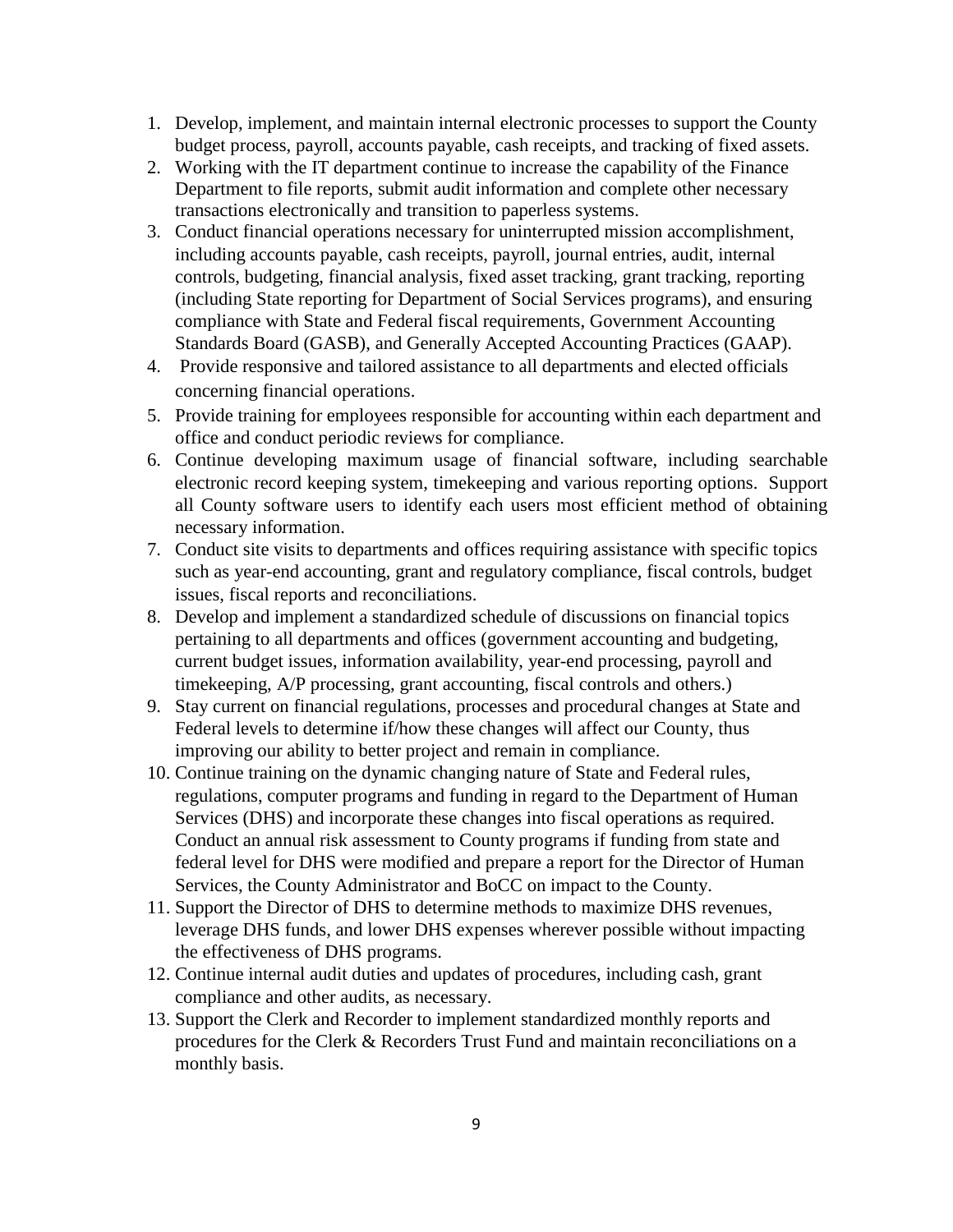1. Develop, implement, and maintain internal electronic processes to support the County budget process, payroll, accounts payable, cash receipts, and tracking of fixed assets.
2. Working with the IT department continue to increase the capability of the Finance Department to file reports, submit audit information and complete other necessary transactions electronically and transition to paperless systems.
3. Conduct financial operations necessary for uninterrupted mission accomplishment, including accounts payable, cash receipts, payroll, journal entries, audit, internal controls, budgeting, financial analysis, fixed asset tracking, grant tracking, reporting (including State reporting for Department of Social Services programs), and ensuring compliance with State and Federal fiscal requirements, Government Accounting Standards Board (GASB), and Generally Accepted Accounting Practices (GAAP).
4. Provide responsive and tailored assistance to all departments and elected officials concerning financial operations.
5. Provide training for employees responsible for accounting within each department and office and conduct periodic reviews for compliance.
6. Continue developing maximum usage of financial software, including searchable electronic record keeping system, timekeeping and various reporting options. Support all County software users to identify each users most efficient method of obtaining necessary information.
7. Conduct site visits to departments and offices requiring assistance with specific topics such as year-end accounting, grant and regulatory compliance, fiscal controls, budget issues, fiscal reports and reconciliations.
8. Develop and implement a standardized schedule of discussions on financial topics pertaining to all departments and offices (government accounting and budgeting, current budget issues, information availability, year-end processing, payroll and timekeeping, A/P processing, grant accounting, fiscal controls and others.)
9. Stay current on financial regulations, processes and procedural changes at State and Federal levels to determine if/how these changes will affect our County, thus improving our ability to better project and remain in compliance.
10. Continue training on the dynamic changing nature of State and Federal rules, regulations, computer programs and funding in regard to the Department of Human Services (DHS) and incorporate these changes into fiscal operations as required. Conduct an annual risk assessment to County programs if funding from state and federal level for DHS were modified and prepare a report for the Director of Human Services, the County Administrator and BoCC on impact to the County.
11. Support the Director of DHS to determine methods to maximize DHS revenues, leverage DHS funds, and lower DHS expenses wherever possible without impacting the effectiveness of DHS programs.
12. Continue internal audit duties and updates of procedures, including cash, grant compliance and other audits, as necessary.
13. Support the Clerk and Recorder to implement standardized monthly reports and procedures for the Clerk & Recorders Trust Fund and maintain reconciliations on a monthly basis.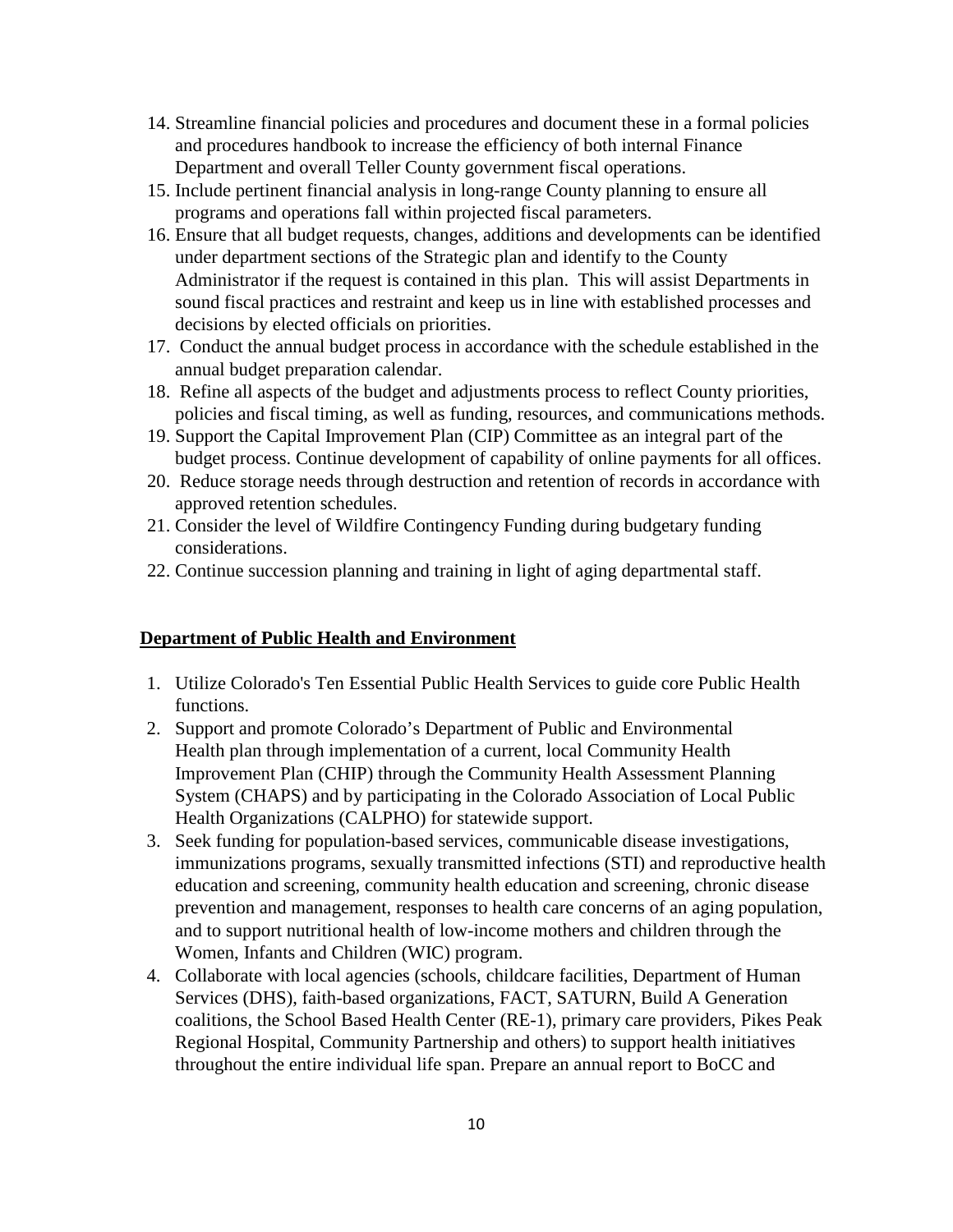14. Streamline financial policies and procedures and document these in a formal policies and procedures handbook to increase the efficiency of both internal Finance Department and overall Teller County government fiscal operations.
15. Include pertinent financial analysis in long-range County planning to ensure all programs and operations fall within projected fiscal parameters.
16. Ensure that all budget requests, changes, additions and developments can be identified under department sections of the Strategic plan and identify to the County Administrator if the request is contained in this plan. This will assist Departments in sound fiscal practices and restraint and keep us in line with established processes and decisions by elected officials on priorities.
17. Conduct the annual budget process in accordance with the schedule established in the annual budget preparation calendar.
18. Refine all aspects of the budget and adjustments process to reflect County priorities, policies and fiscal timing, as well as funding, resources, and communications methods.
19. Support the Capital Improvement Plan (CIP) Committee as an integral part of the budget process. Continue development of capability of online payments for all offices.
20. Reduce storage needs through destruction and retention of records in accordance with approved retention schedules.
21. Consider the level of Wildfire Contingency Funding during budgetary funding considerations.
22. Continue succession planning and training in light of aging departmental staff.

**Department of Public Health and Environment**

1. Utilize Colorado's Ten Essential Public Health Services to guide core Public Health functions.
2. Support and promote Colorado's Department of Public and Environmental Health plan through implementation of a current, local Community Health Improvement Plan (CHIP) through the Community Health Assessment Planning System (CHAPS) and by participating in the Colorado Association of Local Public Health Organizations (CALPHO) for statewide support.
3. Seek funding for population-based services, communicable disease investigations, immunizations programs, sexually transmitted infections (STI) and reproductive health education and screening, community health education and screening, chronic disease prevention and management, responses to health care concerns of an aging population, and to support nutritional health of low-income mothers and children through the Women, Infants and Children (WIC) program.
4. Collaborate with local agencies (schools, childcare facilities, Department of Human Services (DHS), faith-based organizations, FACT, SATURN, Build A Generation coalitions, the School Based Health Center (RE-1), primary care providers, Pikes Peak Regional Hospital, Community Partnership and others) to support health initiatives throughout the entire individual life span. Prepare an annual report to BoCC and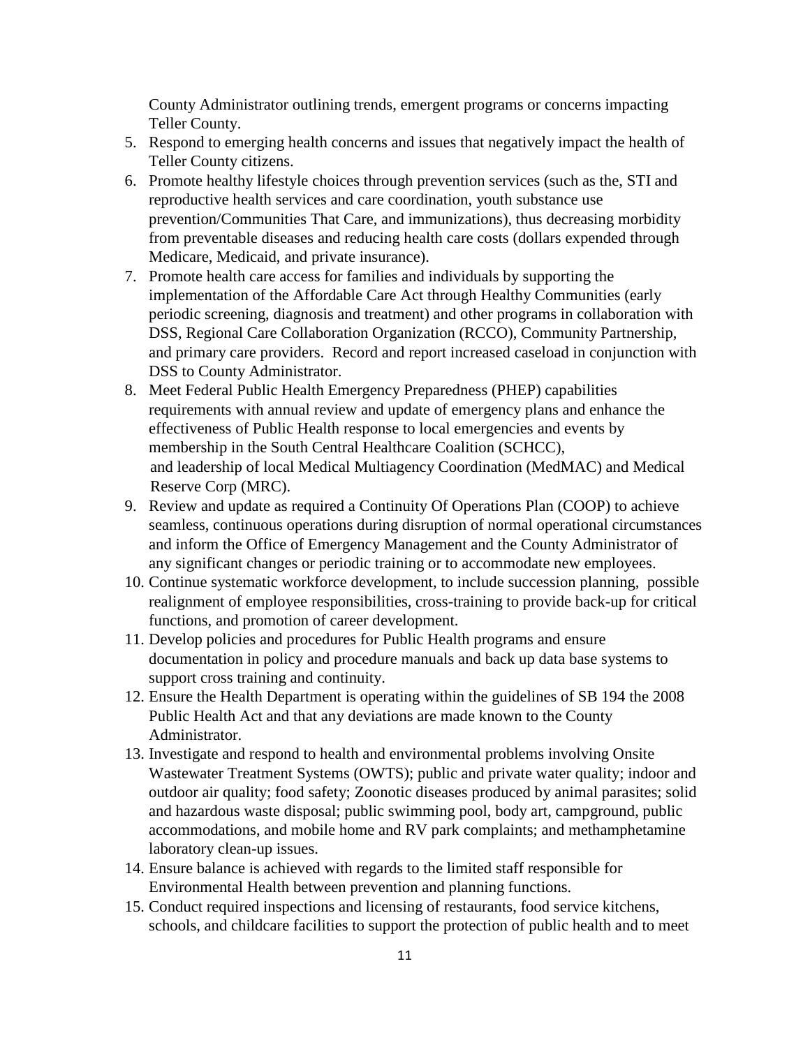County Administrator outlining trends, emergent programs or concerns impacting Teller County.

5. Respond to emerging health concerns and issues that negatively impact the health of Teller County citizens.
6. Promote healthy lifestyle choices through prevention services (such as the, STI and reproductive health services and care coordination, youth substance use prevention/Communities That Care, and immunizations), thus decreasing morbidity from preventable diseases and reducing health care costs (dollars expended through Medicare, Medicaid, and private insurance).
7. Promote health care access for families and individuals by supporting the implementation of the Affordable Care Act through Healthy Communities (early periodic screening, diagnosis and treatment) and other programs in collaboration with DSS, Regional Care Collaboration Organization (RCCO), Community Partnership, and primary care providers. Record and report increased caseload in conjunction with DSS to County Administrator.
8. Meet Federal Public Health Emergency Preparedness (PHEP) capabilities requirements with annual review and update of emergency plans and enhance the effectiveness of Public Health response to local emergencies and events by membership in the South Central Healthcare Coalition (SCHCC), and leadership of local Medical Multiagency Coordination (MedMAC) and Medical Reserve Corp (MRC).
9. Review and update as required a Continuity Of Operations Plan (COOP) to achieve seamless, continuous operations during disruption of normal operational circumstances and inform the Office of Emergency Management and the County Administrator of any significant changes or periodic training or to accommodate new employees.
10. Continue systematic workforce development, to include succession planning, possible realignment of employee responsibilities, cross-training to provide back-up for critical functions, and promotion of career development.
11. Develop policies and procedures for Public Health programs and ensure documentation in policy and procedure manuals and back up data base systems to support cross training and continuity.
12. Ensure the Health Department is operating within the guidelines of SB 194 the 2008 Public Health Act and that any deviations are made known to the County Administrator.
13. Investigate and respond to health and environmental problems involving Onsite Wastewater Treatment Systems (OWTS); public and private water quality; indoor and outdoor air quality; food safety; Zoonotic diseases produced by animal parasites; solid and hazardous waste disposal; public swimming pool, body art, campground, public accommodations, and mobile home and RV park complaints; and methamphetamine laboratory clean-up issues.
14. Ensure balance is achieved with regards to the limited staff responsible for Environmental Health between prevention and planning functions.
15. Conduct required inspections and licensing of restaurants, food service kitchens, schools, and childcare facilities to support the protection of public health and to meet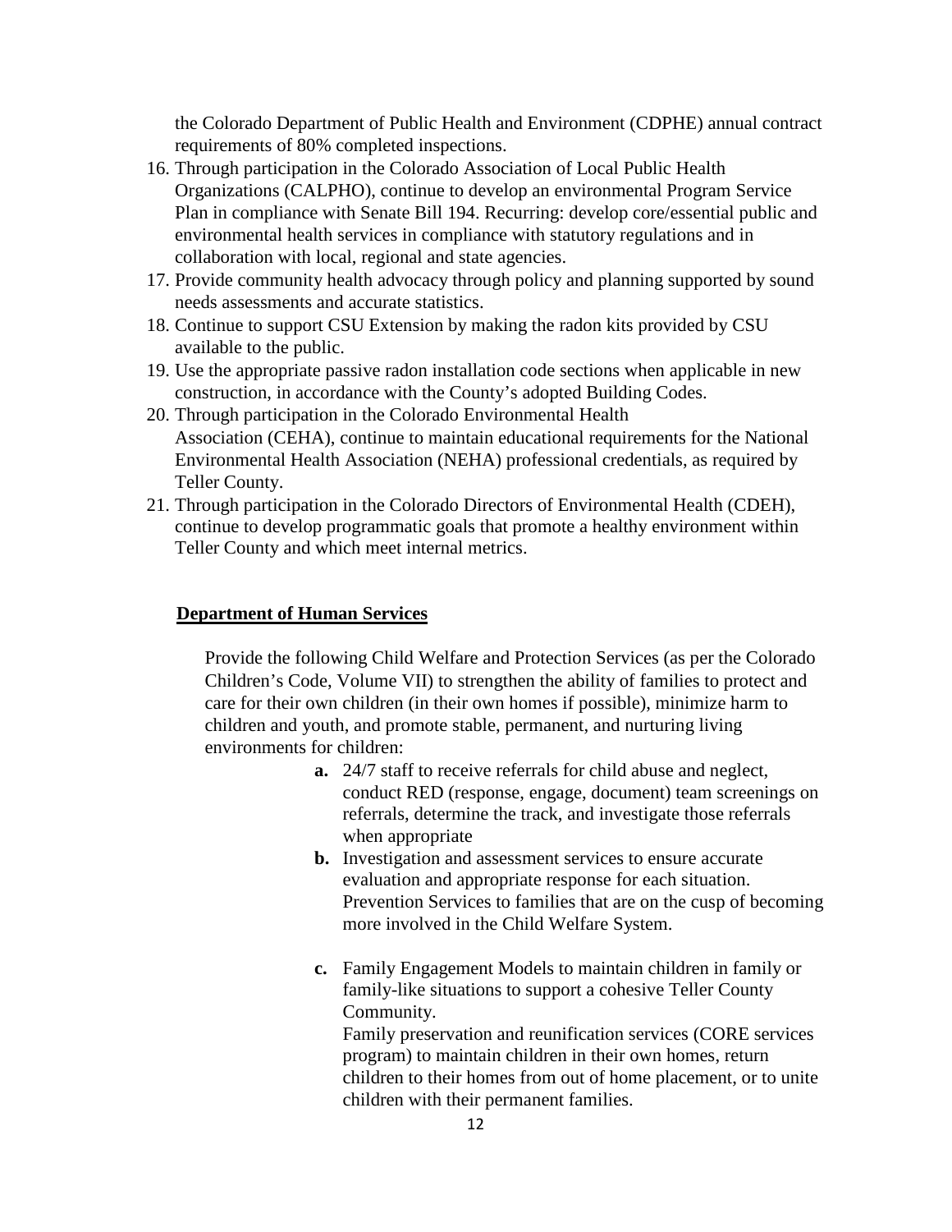the Colorado Department of Public Health and Environment (CDPHE) annual contract requirements of 80% completed inspections.

16. Through participation in the Colorado Association of Local Public Health Organizations (CALPHO), continue to develop an environmental Program Service Plan in compliance with Senate Bill 194. Recurring: develop core/essential public and environmental health services in compliance with statutory regulations and in collaboration with local, regional and state agencies.
17. Provide community health advocacy through policy and planning supported by sound needs assessments and accurate statistics.
18. Continue to support CSU Extension by making the radon kits provided by CSU available to the public.
19. Use the appropriate passive radon installation code sections when applicable in new construction, in accordance with the County's adopted Building Codes.
20. Through participation in the Colorado Environmental Health Association (CEHA), continue to maintain educational requirements for the National Environmental Health Association (NEHA) professional credentials, as required by Teller County.
21. Through participation in the Colorado Directors of Environmental Health (CDEH), continue to develop programmatic goals that promote a healthy environment within Teller County and which meet internal metrics.

## Department of Human Services

Provide the following Child Welfare and Protection Services (as per the Colorado Children's Code, Volume VII) to strengthen the ability of families to protect and care for their own children (in their own homes if possible), minimize harm to children and youth, and promote stable, permanent, and nurturing living environments for children:

- **a.** 24/7 staff to receive referrals for child abuse and neglect, conduct RED (response, engage, document) team screenings on referrals, determine the track, and investigate those referrals when appropriate
- **b.** Investigation and assessment services to ensure accurate evaluation and appropriate response for each situation. Prevention Services to families that are on the cusp of becoming more involved in the Child Welfare System.
- **c.** Family Engagement Models to maintain children in family or family-like situations to support a cohesive Teller County Community.
  Family preservation and reunification services (CORE services program) to maintain children in their own homes, return children to their homes from out of home placement, or to unite children with their permanent families.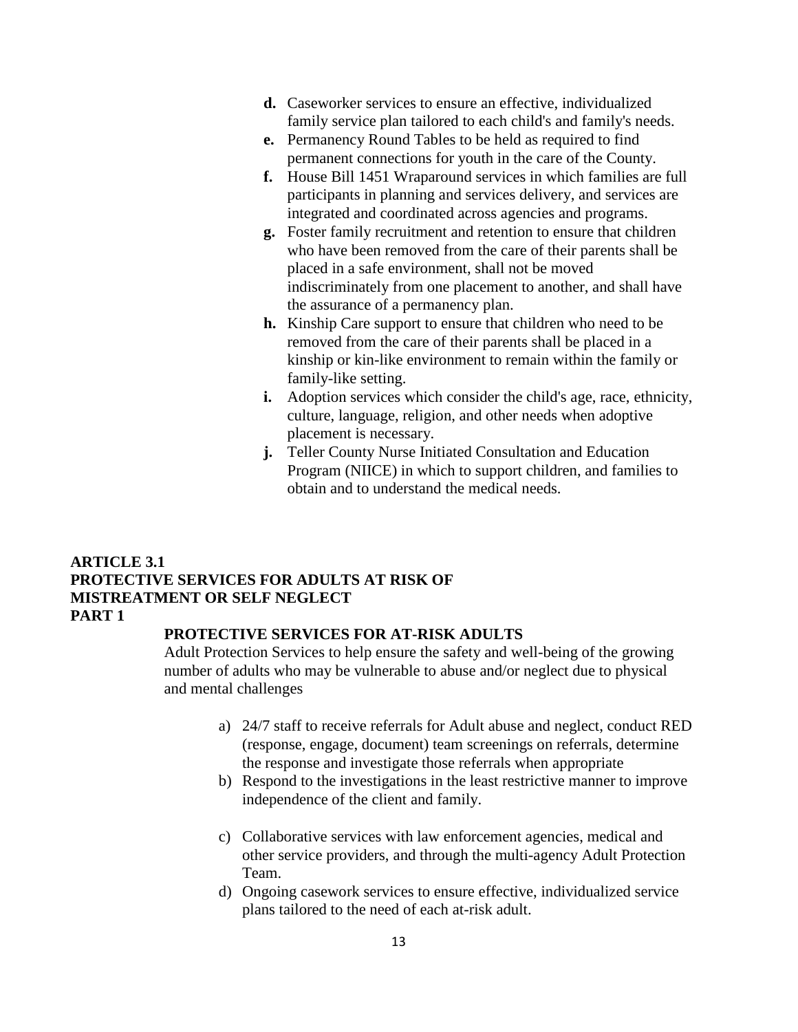- **d.** Caseworker services to ensure an effective, individualized family service plan tailored to each child's and family's needs.
- **e.** Permanency Round Tables to be held as required to find permanent connections for youth in the care of the County.
- **f.** House Bill 1451 Wraparound services in which families are full participants in planning and services delivery, and services are integrated and coordinated across agencies and programs.
- **g.** Foster family recruitment and retention to ensure that children who have been removed from the care of their parents shall be placed in a safe environment, shall not be moved indiscriminately from one placement to another, and shall have the assurance of a permanency plan.
- **h.** Kinship Care support to ensure that children who need to be removed from the care of their parents shall be placed in a kinship or kin-like environment to remain within the family or family-like setting.
- **i.** Adoption services which consider the child's age, race, ethnicity, culture, language, religion, and other needs when adoptive placement is necessary.
- **j.** Teller County Nurse Initiated Consultation and Education Program (NIICE) in which to support children, and families to obtain and to understand the medical needs.

**ARTICLE 3.1**
**PROTECTIVE SERVICES FOR ADULTS AT RISK OF MISTREATMENT OR SELF NEGLECT**
**PART 1**

**PROTECTIVE SERVICES FOR AT-RISK ADULTS**

Adult Protection Services to help ensure the safety and well-being of the growing number of adults who may be vulnerable to abuse and/or neglect due to physical and mental challenges

a) 24/7 staff to receive referrals for Adult abuse and neglect, conduct RED (response, engage, document) team screenings on referrals, determine the response and investigate those referrals when appropriate

b) Respond to the investigations in the least restrictive manner to improve independence of the client and family.

c) Collaborative services with law enforcement agencies, medical and other service providers, and through the multi-agency Adult Protection Team.

d) Ongoing casework services to ensure effective, individualized service plans tailored to the need of each at-risk adult.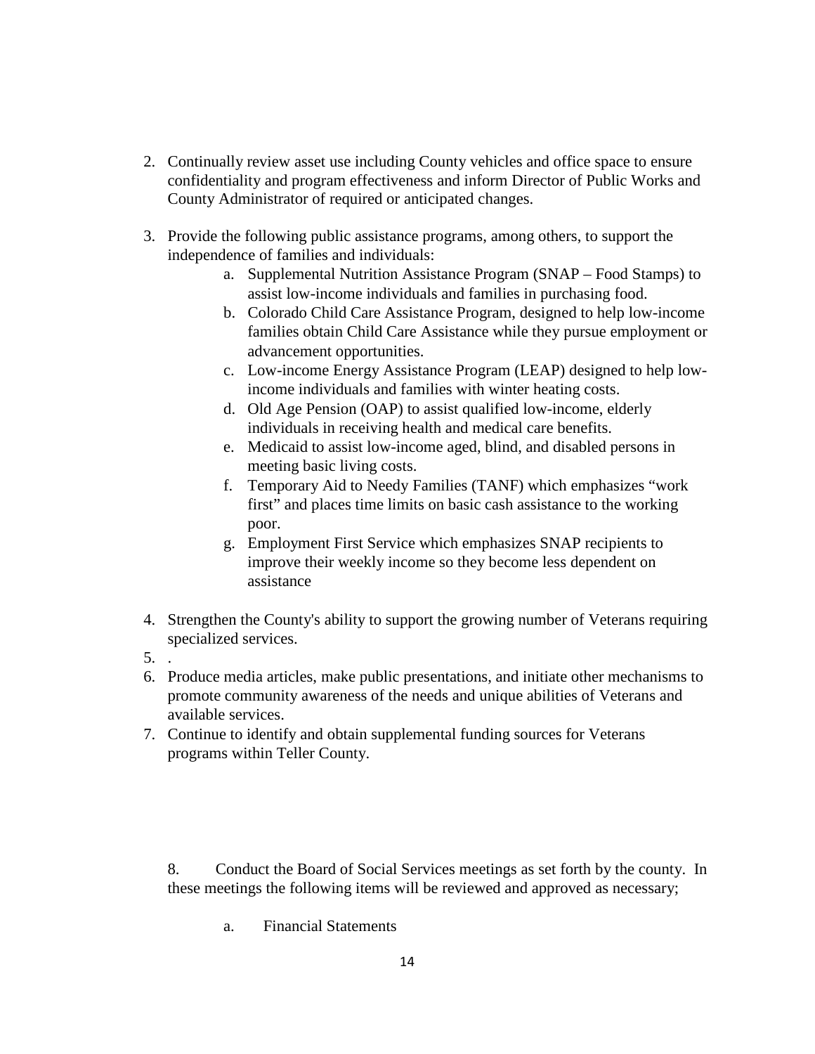2. Continually review asset use including County vehicles and office space to ensure confidentiality and program effectiveness and inform Director of Public Works and County Administrator of required or anticipated changes.

3. Provide the following public assistance programs, among others, to support the independence of families and individuals:
    a. Supplemental Nutrition Assistance Program (SNAP – Food Stamps) to assist low-income individuals and families in purchasing food.
    b. Colorado Child Care Assistance Program, designed to help low-income families obtain Child Care Assistance while they pursue employment or advancement opportunities.
    c. Low-income Energy Assistance Program (LEAP) designed to help low-income individuals and families with winter heating costs.
    d. Old Age Pension (OAP) to assist qualified low-income, elderly individuals in receiving health and medical care benefits.
    e. Medicaid to assist low-income aged, blind, and disabled persons in meeting basic living costs.
    f. Temporary Aid to Needy Families (TANF) which emphasizes "work first" and places time limits on basic cash assistance to the working poor.
    g. Employment First Service which emphasizes SNAP recipients to improve their weekly income so they become less dependent on assistance

4. Strengthen the County's ability to support the growing number of Veterans requiring specialized services.
5. .
6. Produce media articles, make public presentations, and initiate other mechanisms to promote community awareness of the needs and unique abilities of Veterans and available services.
7. Continue to identify and obtain supplemental funding sources for Veterans programs within Teller County.

8. Conduct the Board of Social Services meetings as set forth by the county. In these meetings the following items will be reviewed and approved as necessary;

    a. Financial Statements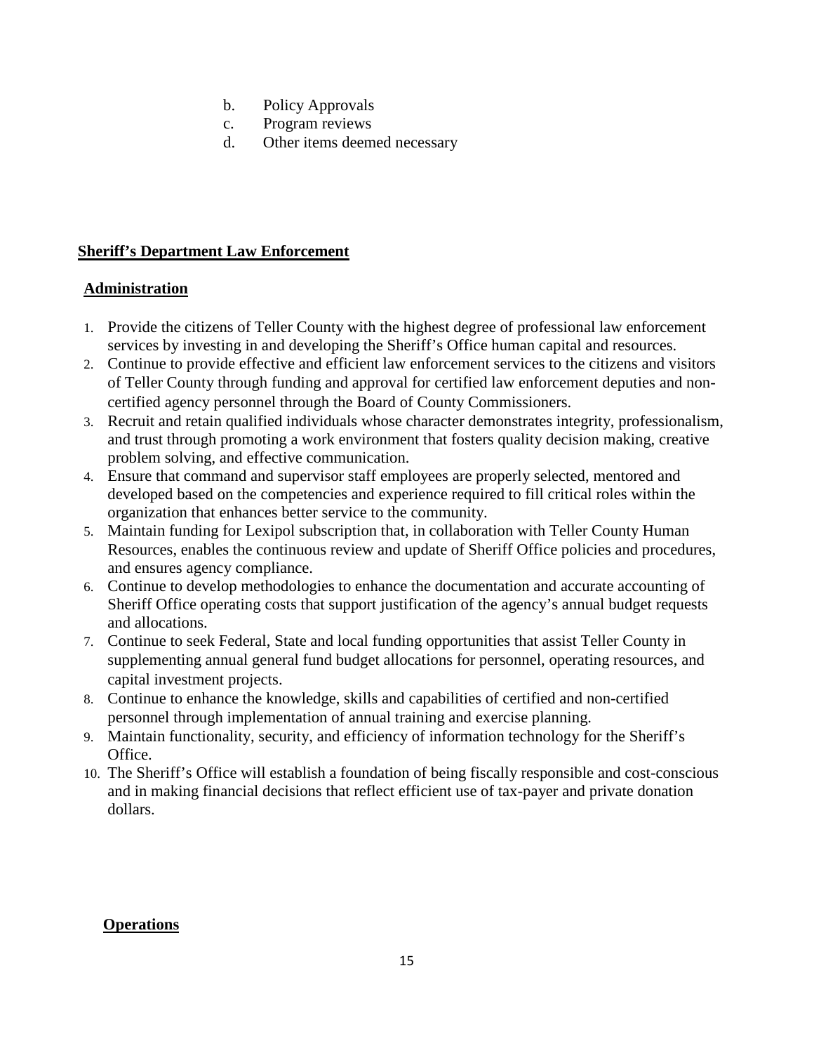b. Policy Approvals
c. Program reviews
d. Other items deemed necessary

## Sheriff's Department Law Enforcement

### Administration

1. Provide the citizens of Teller County with the highest degree of professional law enforcement services by investing in and developing the Sheriff's Office human capital and resources.
2. Continue to provide effective and efficient law enforcement services to the citizens and visitors of Teller County through funding and approval for certified law enforcement deputies and non-certified agency personnel through the Board of County Commissioners.
3. Recruit and retain qualified individuals whose character demonstrates integrity, professionalism, and trust through promoting a work environment that fosters quality decision making, creative problem solving, and effective communication.
4. Ensure that command and supervisor staff employees are properly selected, mentored and developed based on the competencies and experience required to fill critical roles within the organization that enhances better service to the community.
5. Maintain funding for Lexipol subscription that, in collaboration with Teller County Human Resources, enables the continuous review and update of Sheriff Office policies and procedures, and ensures agency compliance.
6. Continue to develop methodologies to enhance the documentation and accurate accounting of Sheriff Office operating costs that support justification of the agency's annual budget requests and allocations.
7. Continue to seek Federal, State and local funding opportunities that assist Teller County in supplementing annual general fund budget allocations for personnel, operating resources, and capital investment projects.
8. Continue to enhance the knowledge, skills and capabilities of certified and non-certified personnel through implementation of annual training and exercise planning.
9. Maintain functionality, security, and efficiency of information technology for the Sheriff's Office.
10. The Sheriff's Office will establish a foundation of being fiscally responsible and cost-conscious and in making financial decisions that reflect efficient use of tax-payer and private donation dollars.

### Operations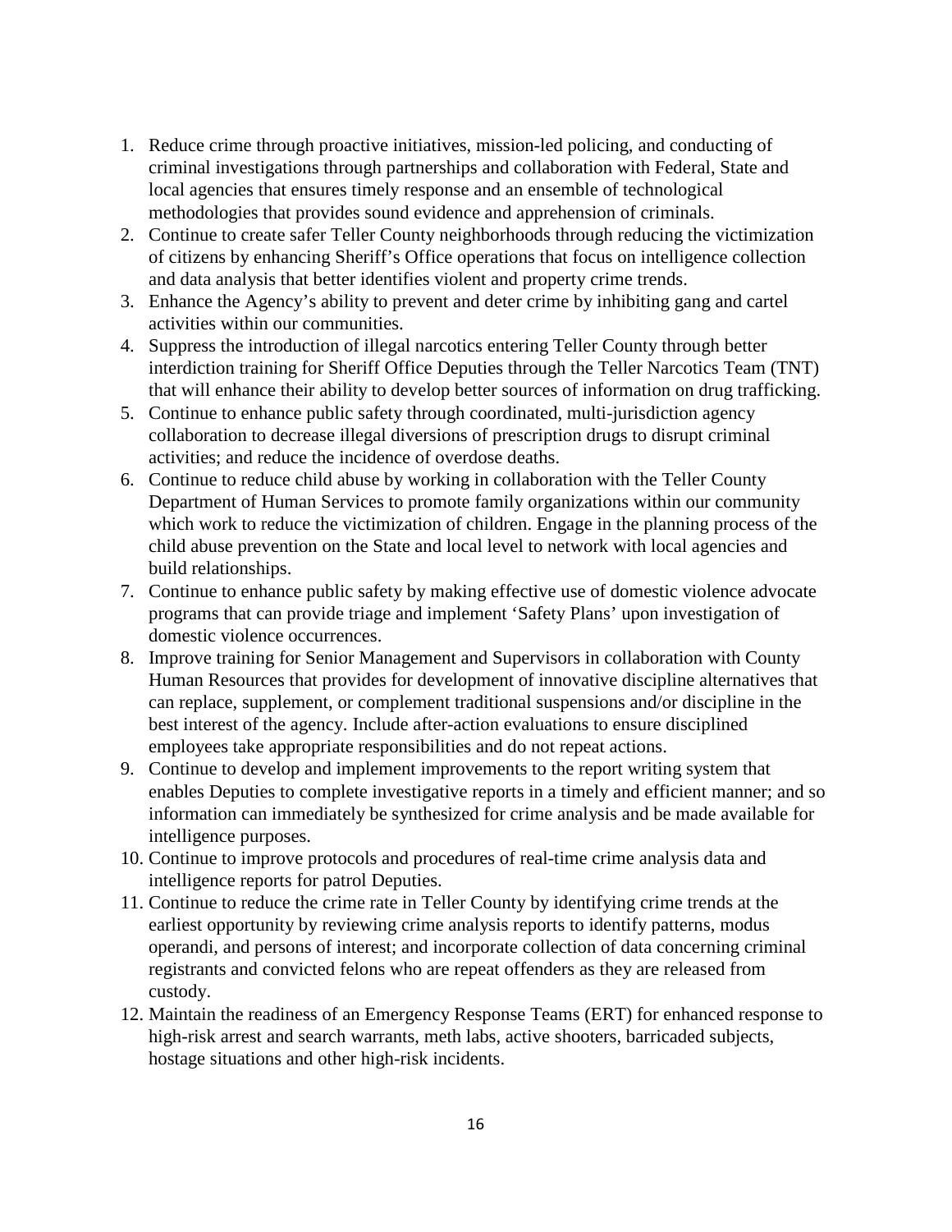1. Reduce crime through proactive initiatives, mission-led policing, and conducting of criminal investigations through partnerships and collaboration with Federal, State and local agencies that ensures timely response and an ensemble of technological methodologies that provides sound evidence and apprehension of criminals.
2. Continue to create safer Teller County neighborhoods through reducing the victimization of citizens by enhancing Sheriff's Office operations that focus on intelligence collection and data analysis that better identifies violent and property crime trends.
3. Enhance the Agency's ability to prevent and deter crime by inhibiting gang and cartel activities within our communities.
4. Suppress the introduction of illegal narcotics entering Teller County through better interdiction training for Sheriff Office Deputies through the Teller Narcotics Team (TNT) that will enhance their ability to develop better sources of information on drug trafficking.
5. Continue to enhance public safety through coordinated, multi-jurisdiction agency collaboration to decrease illegal diversions of prescription drugs to disrupt criminal activities; and reduce the incidence of overdose deaths.
6. Continue to reduce child abuse by working in collaboration with the Teller County Department of Human Services to promote family organizations within our community which work to reduce the victimization of children. Engage in the planning process of the child abuse prevention on the State and local level to network with local agencies and build relationships.
7. Continue to enhance public safety by making effective use of domestic violence advocate programs that can provide triage and implement 'Safety Plans' upon investigation of domestic violence occurrences.
8. Improve training for Senior Management and Supervisors in collaboration with County Human Resources that provides for development of innovative discipline alternatives that can replace, supplement, or complement traditional suspensions and/or discipline in the best interest of the agency. Include after-action evaluations to ensure disciplined employees take appropriate responsibilities and do not repeat actions.
9. Continue to develop and implement improvements to the report writing system that enables Deputies to complete investigative reports in a timely and efficient manner; and so information can immediately be synthesized for crime analysis and be made available for intelligence purposes.
10. Continue to improve protocols and procedures of real-time crime analysis data and intelligence reports for patrol Deputies.
11. Continue to reduce the crime rate in Teller County by identifying crime trends at the earliest opportunity by reviewing crime analysis reports to identify patterns, modus operandi, and persons of interest; and incorporate collection of data concerning criminal registrants and convicted felons who are repeat offenders as they are released from custody.
12. Maintain the readiness of an Emergency Response Teams (ERT) for enhanced response to high-risk arrest and search warrants, meth labs, active shooters, barricaded subjects, hostage situations and other high-risk incidents.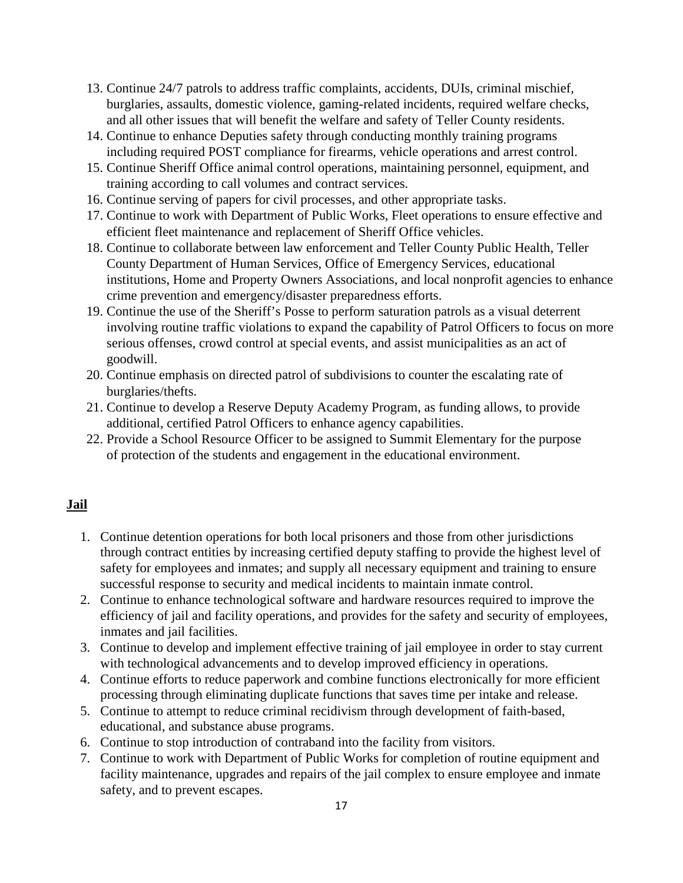13. Continue 24/7 patrols to address traffic complaints, accidents, DUIs, criminal mischief, burglaries, assaults, domestic violence, gaming-related incidents, required welfare checks, and all other issues that will benefit the welfare and safety of Teller County residents.
14. Continue to enhance Deputies safety through conducting monthly training programs including required POST compliance for firearms, vehicle operations and arrest control.
15. Continue Sheriff Office animal control operations, maintaining personnel, equipment, and training according to call volumes and contract services.
16. Continue serving of papers for civil processes, and other appropriate tasks.
17. Continue to work with Department of Public Works, Fleet operations to ensure effective and efficient fleet maintenance and replacement of Sheriff Office vehicles.
18. Continue to collaborate between law enforcement and Teller County Public Health, Teller County Department of Human Services, Office of Emergency Services, educational institutions, Home and Property Owners Associations, and local nonprofit agencies to enhance crime prevention and emergency/disaster preparedness efforts.
19. Continue the use of the Sheriff's Posse to perform saturation patrols as a visual deterrent involving routine traffic violations to expand the capability of Patrol Officers to focus on more serious offenses, crowd control at special events, and assist municipalities as an act of goodwill.
20. Continue emphasis on directed patrol of subdivisions to counter the escalating rate of burglaries/thefts.
21. Continue to develop a Reserve Deputy Academy Program, as funding allows, to provide additional, certified Patrol Officers to enhance agency capabilities.
22. Provide a School Resource Officer to be assigned to Summit Elementary for the purpose of protection of the students and engagement in the educational environment.

## Jail

1. Continue detention operations for both local prisoners and those from other jurisdictions through contract entities by increasing certified deputy staffing to provide the highest level of safety for employees and inmates; and supply all necessary equipment and training to ensure successful response to security and medical incidents to maintain inmate control.
2. Continue to enhance technological software and hardware resources required to improve the efficiency of jail and facility operations, and provides for the safety and security of employees, inmates and jail facilities.
3. Continue to develop and implement effective training of jail employee in order to stay current with technological advancements and to develop improved efficiency in operations.
4. Continue efforts to reduce paperwork and combine functions electronically for more efficient processing through eliminating duplicate functions that saves time per intake and release.
5. Continue to attempt to reduce criminal recidivism through development of faith-based, educational, and substance abuse programs.
6. Continue to stop introduction of contraband into the facility from visitors.
7. Continue to work with Department of Public Works for completion of routine equipment and facility maintenance, upgrades and repairs of the jail complex to ensure employee and inmate safety, and to prevent escapes.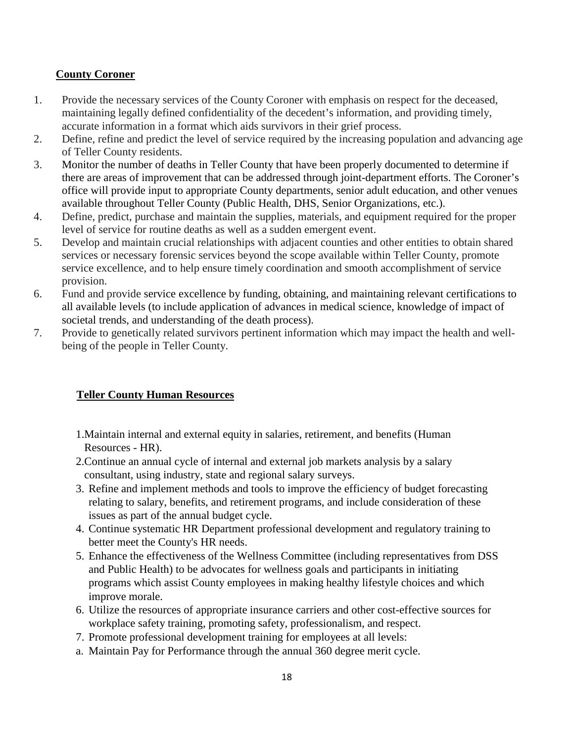## County Coroner

1. Provide the necessary services of the County Coroner with emphasis on respect for the deceased, maintaining legally defined confidentiality of the decedent's information, and providing timely, accurate information in a format which aids survivors in their grief process.
2. Define, refine and predict the level of service required by the increasing population and advancing age of Teller County residents.
3. Monitor the number of deaths in Teller County that have been properly documented to determine if there are areas of improvement that can be addressed through joint-department efforts. The Coroner's office will provide input to appropriate County departments, senior adult education, and other venues available throughout Teller County (Public Health, DHS, Senior Organizations, etc.).
4. Define, predict, purchase and maintain the supplies, materials, and equipment required for the proper level of service for routine deaths as well as a sudden emergent event.
5. Develop and maintain crucial relationships with adjacent counties and other entities to obtain shared services or necessary forensic services beyond the scope available within Teller County, promote service excellence, and to help ensure timely coordination and smooth accomplishment of service provision.
6. Fund and provide service excellence by funding, obtaining, and maintaining relevant certifications to all available levels (to include application of advances in medical science, knowledge of impact of societal trends, and understanding of the death process).
7. Provide to genetically related survivors pertinent information which may impact the health and well-being of the people in Teller County.

## Teller County Human Resources

1. Maintain internal and external equity in salaries, retirement, and benefits (Human Resources - HR).
2. Continue an annual cycle of internal and external job markets analysis by a salary consultant, using industry, state and regional salary surveys.
3. Refine and implement methods and tools to improve the efficiency of budget forecasting relating to salary, benefits, and retirement programs, and include consideration of these issues as part of the annual budget cycle.
4. Continue systematic HR Department professional development and regulatory training to better meet the County's HR needs.
5. Enhance the effectiveness of the Wellness Committee (including representatives from DSS and Public Health) to be advocates for wellness goals and participants in initiating programs which assist County employees in making healthy lifestyle choices and which improve morale.
6. Utilize the resources of appropriate insurance carriers and other cost-effective sources for workplace safety training, promoting safety, professionalism, and respect.
7. Promote professional development training for employees at all levels:

a. Maintain Pay for Performance through the annual 360 degree merit cycle.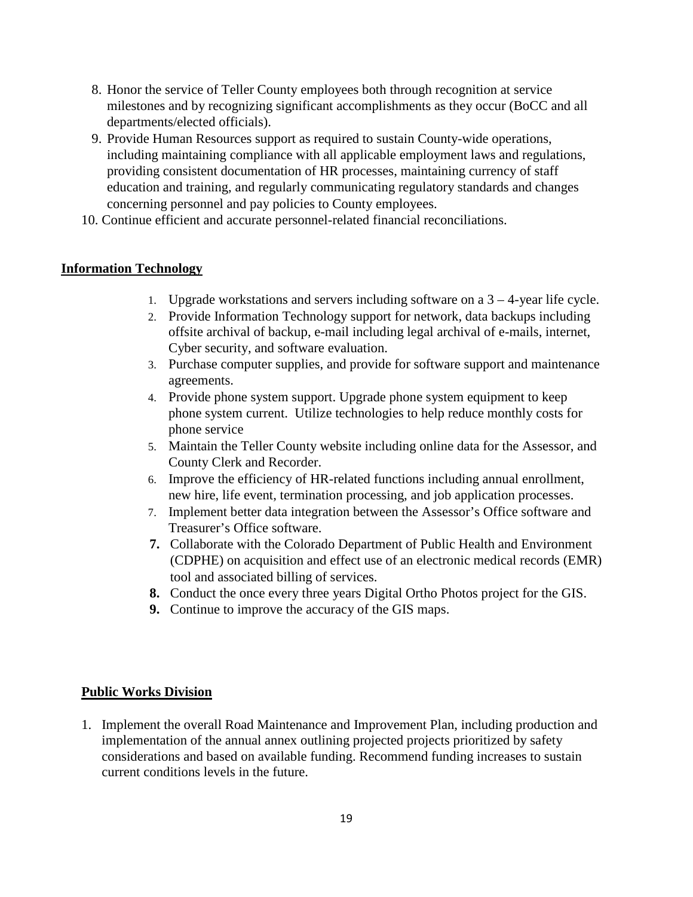8. Honor the service of Teller County employees both through recognition at service milestones and by recognizing significant accomplishments as they occur (BoCC and all departments/elected officials).
9. Provide Human Resources support as required to sustain County-wide operations, including maintaining compliance with all applicable employment laws and regulations, providing consistent documentation of HR processes, maintaining currency of staff education and training, and regularly communicating regulatory standards and changes concerning personnel and pay policies to County employees.
10. Continue efficient and accurate personnel-related financial reconciliations.

## Information Technology

1. Upgrade workstations and servers including software on a 3 – 4-year life cycle.
2. Provide Information Technology support for network, data backups including offsite archival of backup, e-mail including legal archival of e-mails, internet, Cyber security, and software evaluation.
3. Purchase computer supplies, and provide for software support and maintenance agreements.
4. Provide phone system support. Upgrade phone system equipment to keep phone system current. Utilize technologies to help reduce monthly costs for phone service
5. Maintain the Teller County website including online data for the Assessor, and County Clerk and Recorder.
6. Improve the efficiency of HR-related functions including annual enrollment, new hire, life event, termination processing, and job application processes.
7. Implement better data integration between the Assessor's Office software and Treasurer's Office software.

**7.** Collaborate with the Colorado Department of Public Health and Environment (CDPHE) on acquisition and effect use of an electronic medical records (EMR) tool and associated billing of services.

**8.** Conduct the once every three years Digital Ortho Photos project for the GIS.

**9.** Continue to improve the accuracy of the GIS maps.

## Public Works Division

1. Implement the overall Road Maintenance and Improvement Plan, including production and implementation of the annual annex outlining projected projects prioritized by safety considerations and based on available funding. Recommend funding increases to sustain current conditions levels in the future.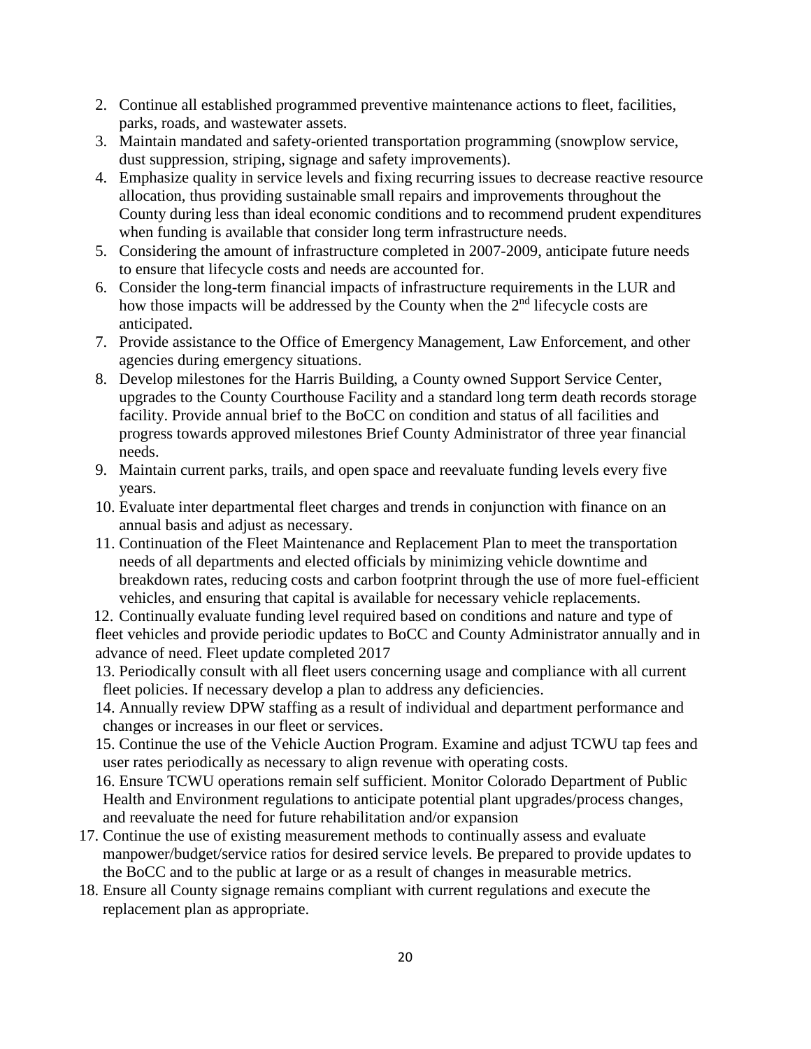2. Continue all established programmed preventive maintenance actions to fleet, facilities, parks, roads, and wastewater assets.
3. Maintain mandated and safety-oriented transportation programming (snowplow service, dust suppression, striping, signage and safety improvements).
4. Emphasize quality in service levels and fixing recurring issues to decrease reactive resource allocation, thus providing sustainable small repairs and improvements throughout the County during less than ideal economic conditions and to recommend prudent expenditures when funding is available that consider long term infrastructure needs.
5. Considering the amount of infrastructure completed in 2007-2009, anticipate future needs to ensure that lifecycle costs and needs are accounted for.
6. Consider the long-term financial impacts of infrastructure requirements in the LUR and how those impacts will be addressed by the County when the 2nd lifecycle costs are anticipated.
7. Provide assistance to the Office of Emergency Management, Law Enforcement, and other agencies during emergency situations.
8. Develop milestones for the Harris Building, a County owned Support Service Center, upgrades to the County Courthouse Facility and a standard long term death records storage facility. Provide annual brief to the BoCC on condition and status of all facilities and progress towards approved milestones Brief County Administrator of three year financial needs.
9. Maintain current parks, trails, and open space and reevaluate funding levels every five years.
10. Evaluate inter departmental fleet charges and trends in conjunction with finance on an annual basis and adjust as necessary.
11. Continuation of the Fleet Maintenance and Replacement Plan to meet the transportation needs of all departments and elected officials by minimizing vehicle downtime and breakdown rates, reducing costs and carbon footprint through the use of more fuel-efficient vehicles, and ensuring that capital is available for necessary vehicle replacements.
12. Continually evaluate funding level required based on conditions and nature and type of fleet vehicles and provide periodic updates to BoCC and County Administrator annually and in advance of need. Fleet update completed 2017
13. Periodically consult with all fleet users concerning usage and compliance with all current fleet policies. If necessary develop a plan to address any deficiencies.
14. Annually review DPW staffing as a result of individual and department performance and changes or increases in our fleet or services.
15. Continue the use of the Vehicle Auction Program. Examine and adjust TCWU tap fees and user rates periodically as necessary to align revenue with operating costs.
16. Ensure TCWU operations remain self sufficient. Monitor Colorado Department of Public Health and Environment regulations to anticipate potential plant upgrades/process changes, and reevaluate the need for future rehabilitation and/or expansion
17. Continue the use of existing measurement methods to continually assess and evaluate manpower/budget/service ratios for desired service levels. Be prepared to provide updates to the BoCC and to the public at large or as a result of changes in measurable metrics.
18. Ensure all County signage remains compliant with current regulations and execute the replacement plan as appropriate.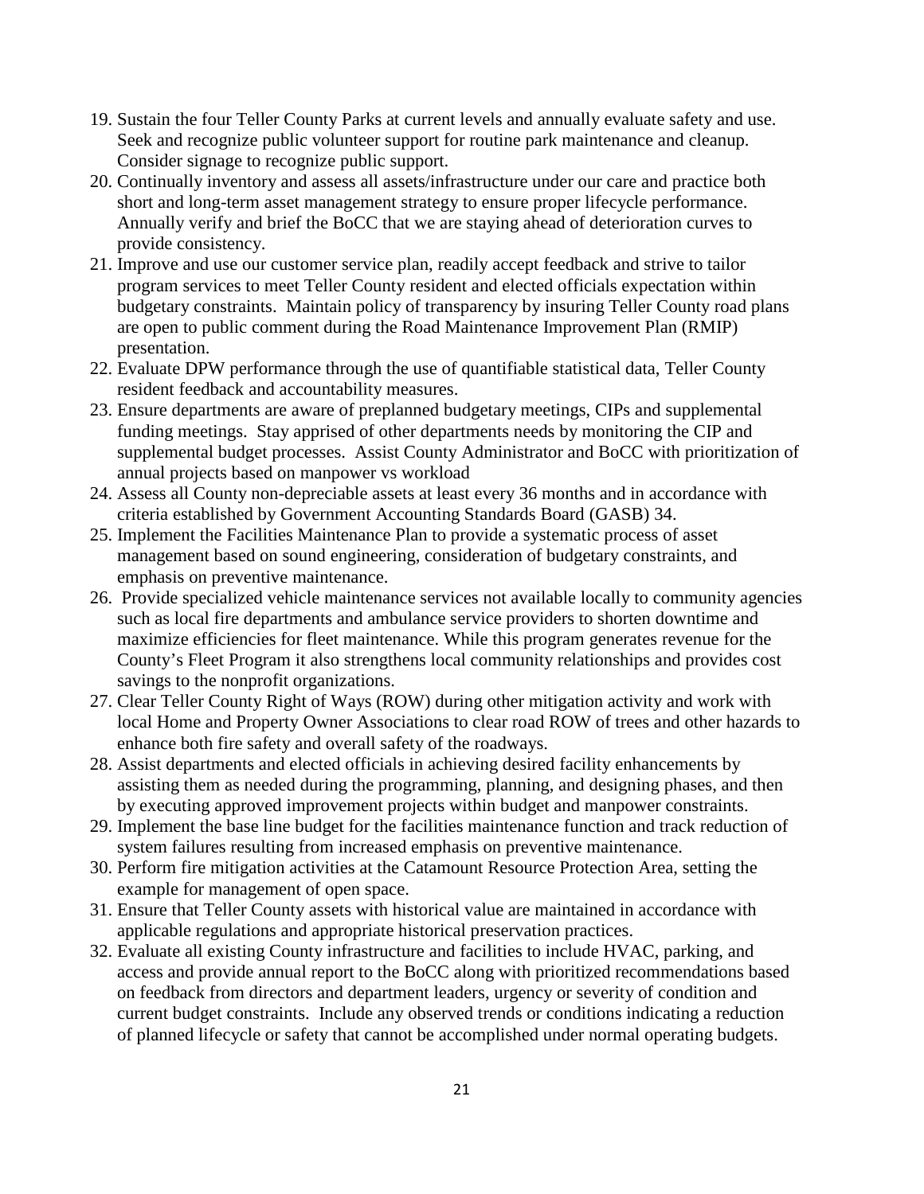19. Sustain the four Teller County Parks at current levels and annually evaluate safety and use. Seek and recognize public volunteer support for routine park maintenance and cleanup. Consider signage to recognize public support.
20. Continually inventory and assess all assets/infrastructure under our care and practice both short and long-term asset management strategy to ensure proper lifecycle performance. Annually verify and brief the BoCC that we are staying ahead of deterioration curves to provide consistency.
21. Improve and use our customer service plan, readily accept feedback and strive to tailor program services to meet Teller County resident and elected officials expectation within budgetary constraints. Maintain policy of transparency by insuring Teller County road plans are open to public comment during the Road Maintenance Improvement Plan (RMIP) presentation.
22. Evaluate DPW performance through the use of quantifiable statistical data, Teller County resident feedback and accountability measures.
23. Ensure departments are aware of preplanned budgetary meetings, CIPs and supplemental funding meetings. Stay apprised of other departments needs by monitoring the CIP and supplemental budget processes. Assist County Administrator and BoCC with prioritization of annual projects based on manpower vs workload
24. Assess all County non-depreciable assets at least every 36 months and in accordance with criteria established by Government Accounting Standards Board (GASB) 34.
25. Implement the Facilities Maintenance Plan to provide a systematic process of asset management based on sound engineering, consideration of budgetary constraints, and emphasis on preventive maintenance.
26. Provide specialized vehicle maintenance services not available locally to community agencies such as local fire departments and ambulance service providers to shorten downtime and maximize efficiencies for fleet maintenance. While this program generates revenue for the County's Fleet Program it also strengthens local community relationships and provides cost savings to the nonprofit organizations.
27. Clear Teller County Right of Ways (ROW) during other mitigation activity and work with local Home and Property Owner Associations to clear road ROW of trees and other hazards to enhance both fire safety and overall safety of the roadways.
28. Assist departments and elected officials in achieving desired facility enhancements by assisting them as needed during the programming, planning, and designing phases, and then by executing approved improvement projects within budget and manpower constraints.
29. Implement the base line budget for the facilities maintenance function and track reduction of system failures resulting from increased emphasis on preventive maintenance.
30. Perform fire mitigation activities at the Catamount Resource Protection Area, setting the example for management of open space.
31. Ensure that Teller County assets with historical value are maintained in accordance with applicable regulations and appropriate historical preservation practices.
32. Evaluate all existing County infrastructure and facilities to include HVAC, parking, and access and provide annual report to the BoCC along with prioritized recommendations based on feedback from directors and department leaders, urgency or severity of condition and current budget constraints. Include any observed trends or conditions indicating a reduction of planned lifecycle or safety that cannot be accomplished under normal operating budgets.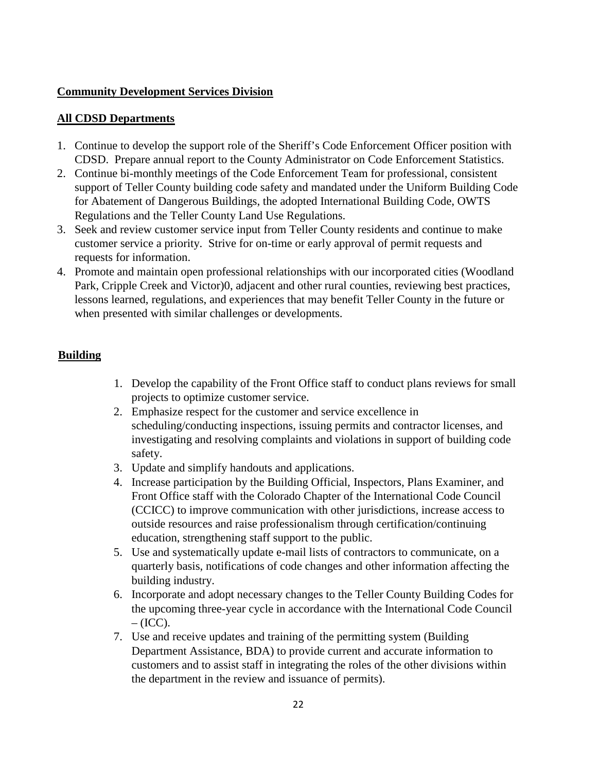**Community Development Services Division**

**All CDSD Departments**

1. Continue to develop the support role of the Sheriff's Code Enforcement Officer position with CDSD. Prepare annual report to the County Administrator on Code Enforcement Statistics.
2. Continue bi-monthly meetings of the Code Enforcement Team for professional, consistent support of Teller County building code safety and mandated under the Uniform Building Code for Abatement of Dangerous Buildings, the adopted International Building Code, OWTS Regulations and the Teller County Land Use Regulations.
3. Seek and review customer service input from Teller County residents and continue to make customer service a priority. Strive for on-time or early approval of permit requests and requests for information.
4. Promote and maintain open professional relationships with our incorporated cities (Woodland Park, Cripple Creek and Victor)0, adjacent and other rural counties, reviewing best practices, lessons learned, regulations, and experiences that may benefit Teller County in the future or when presented with similar challenges or developments.

**Building**

1. Develop the capability of the Front Office staff to conduct plans reviews for small projects to optimize customer service.
2. Emphasize respect for the customer and service excellence in scheduling/conducting inspections, issuing permits and contractor licenses, and investigating and resolving complaints and violations in support of building code safety.
3. Update and simplify handouts and applications.
4. Increase participation by the Building Official, Inspectors, Plans Examiner, and Front Office staff with the Colorado Chapter of the International Code Council (CCICC) to improve communication with other jurisdictions, increase access to outside resources and raise professionalism through certification/continuing education, strengthening staff support to the public.
5. Use and systematically update e-mail lists of contractors to communicate, on a quarterly basis, notifications of code changes and other information affecting the building industry.
6. Incorporate and adopt necessary changes to the Teller County Building Codes for the upcoming three-year cycle in accordance with the International Code Council – (ICC).
7. Use and receive updates and training of the permitting system (Building Department Assistance, BDA) to provide current and accurate information to customers and to assist staff in integrating the roles of the other divisions within the department in the review and issuance of permits).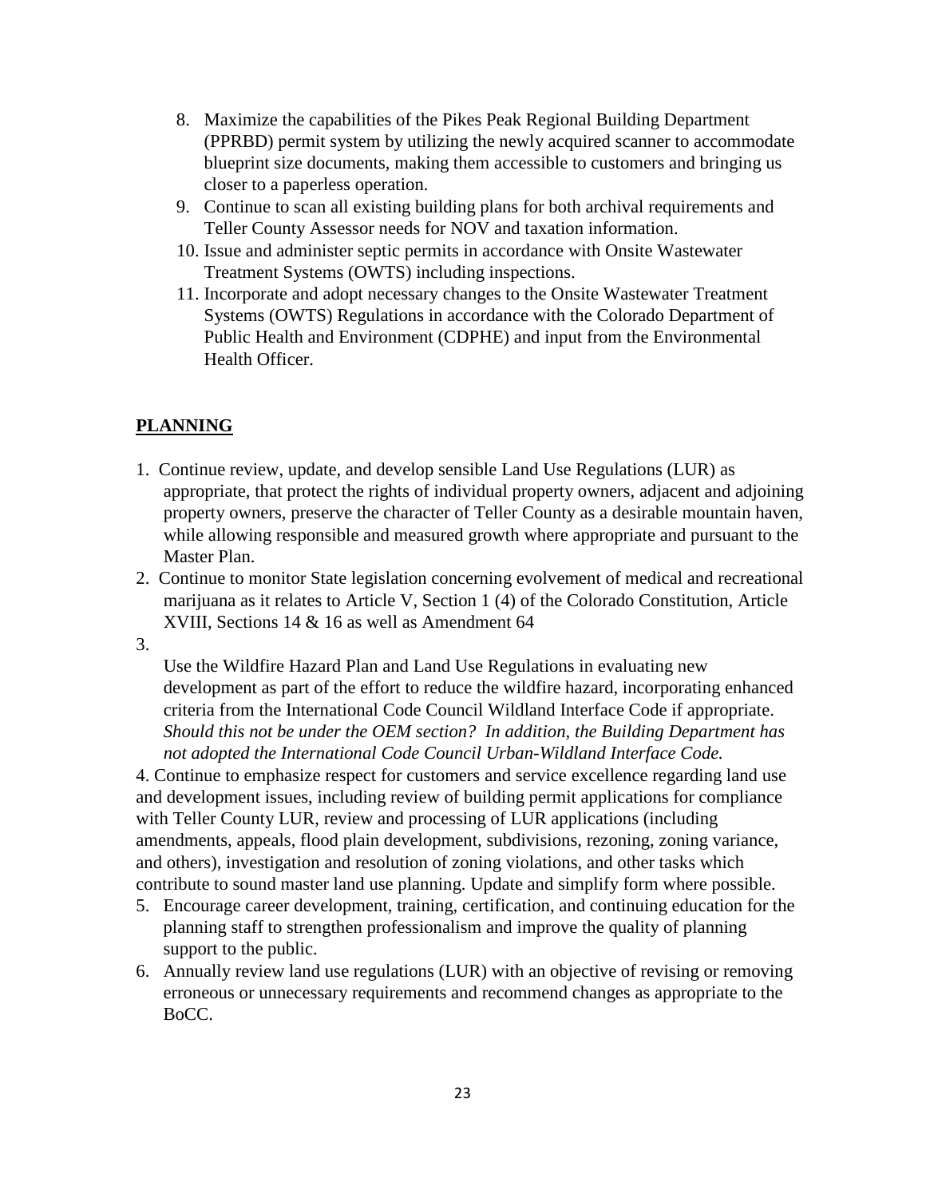8. Maximize the capabilities of the Pikes Peak Regional Building Department (PPRBD) permit system by utilizing the newly acquired scanner to accommodate blueprint size documents, making them accessible to customers and bringing us closer to a paperless operation.
9. Continue to scan all existing building plans for both archival requirements and Teller County Assessor needs for NOV and taxation information.
10. Issue and administer septic permits in accordance with Onsite Wastewater Treatment Systems (OWTS) including inspections.
11. Incorporate and adopt necessary changes to the Onsite Wastewater Treatment Systems (OWTS) Regulations in accordance with the Colorado Department of Public Health and Environment (CDPHE) and input from the Environmental Health Officer.

## PLANNING

1. Continue review, update, and develop sensible Land Use Regulations (LUR) as appropriate, that protect the rights of individual property owners, adjacent and adjoining property owners, preserve the character of Teller County as a desirable mountain haven, while allowing responsible and measured growth where appropriate and pursuant to the Master Plan.
2. Continue to monitor State legislation concerning evolvement of medical and recreational marijuana as it relates to Article V, Section 1 (4) of the Colorado Constitution, Article XVIII, Sections 14 & 16 as well as Amendment 64
3. Use the Wildfire Hazard Plan and Land Use Regulations in evaluating new development as part of the effort to reduce the wildfire hazard, incorporating enhanced criteria from the International Code Council Wildland Interface Code if appropriate. *Should this not be under the OEM section? In addition, the Building Department has not adopted the International Code Council Urban-Wildland Interface Code.*
4. Continue to emphasize respect for customers and service excellence regarding land use and development issues, including review of building permit applications for compliance with Teller County LUR, review and processing of LUR applications (including amendments, appeals, flood plain development, subdivisions, rezoning, zoning variance, and others), investigation and resolution of zoning violations, and other tasks which contribute to sound master land use planning. Update and simplify form where possible.
5. Encourage career development, training, certification, and continuing education for the planning staff to strengthen professionalism and improve the quality of planning support to the public.
6. Annually review land use regulations (LUR) with an objective of revising or removing erroneous or unnecessary requirements and recommend changes as appropriate to the BoCC.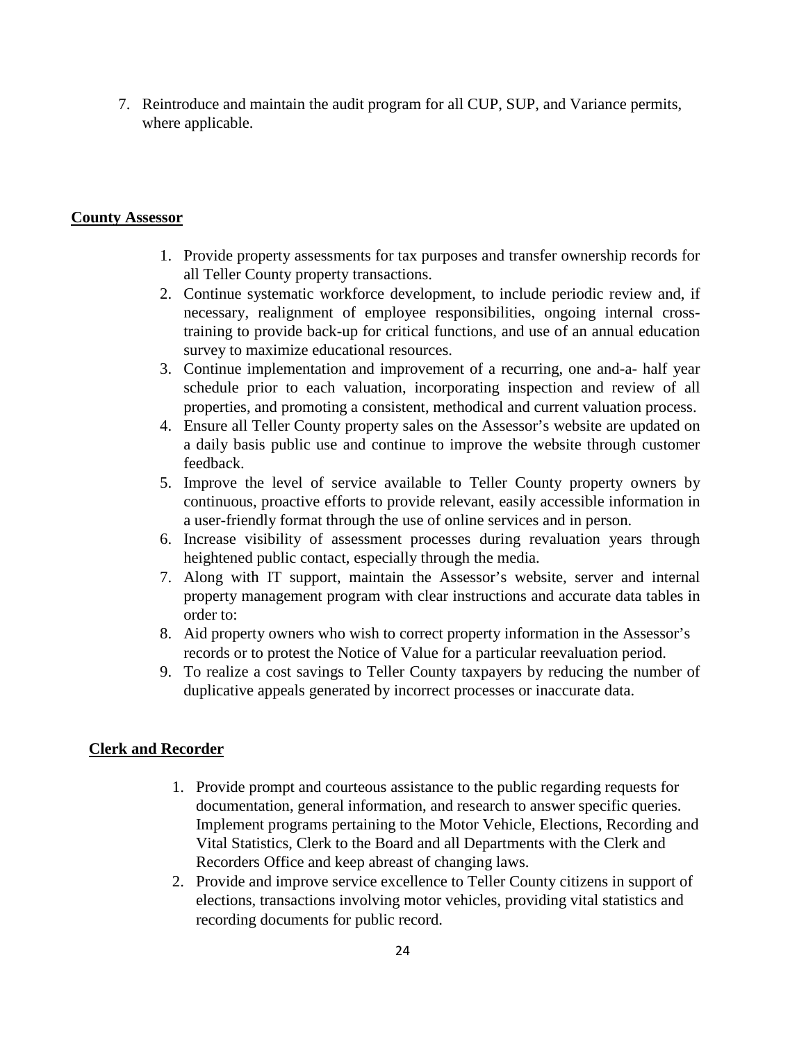7. Reintroduce and maintain the audit program for all CUP, SUP, and Variance permits, where applicable.

**County Assessor**

1. Provide property assessments for tax purposes and transfer ownership records for all Teller County property transactions.
2. Continue systematic workforce development, to include periodic review and, if necessary, realignment of employee responsibilities, ongoing internal cross-training to provide back-up for critical functions, and use of an annual education survey to maximize educational resources.
3. Continue implementation and improvement of a recurring, one and-a- half year schedule prior to each valuation, incorporating inspection and review of all properties, and promoting a consistent, methodical and current valuation process.
4. Ensure all Teller County property sales on the Assessor's website are updated on a daily basis public use and continue to improve the website through customer feedback.
5. Improve the level of service available to Teller County property owners by continuous, proactive efforts to provide relevant, easily accessible information in a user-friendly format through the use of online services and in person.
6. Increase visibility of assessment processes during revaluation years through heightened public contact, especially through the media.
7. Along with IT support, maintain the Assessor's website, server and internal property management program with clear instructions and accurate data tables in order to:
8. Aid property owners who wish to correct property information in the Assessor's records or to protest the Notice of Value for a particular reevaluation period.
9. To realize a cost savings to Teller County taxpayers by reducing the number of duplicative appeals generated by incorrect processes or inaccurate data.

**Clerk and Recorder**

1. Provide prompt and courteous assistance to the public regarding requests for documentation, general information, and research to answer specific queries. Implement programs pertaining to the Motor Vehicle, Elections, Recording and Vital Statistics, Clerk to the Board and all Departments with the Clerk and Recorders Office and keep abreast of changing laws.
2. Provide and improve service excellence to Teller County citizens in support of elections, transactions involving motor vehicles, providing vital statistics and recording documents for public record.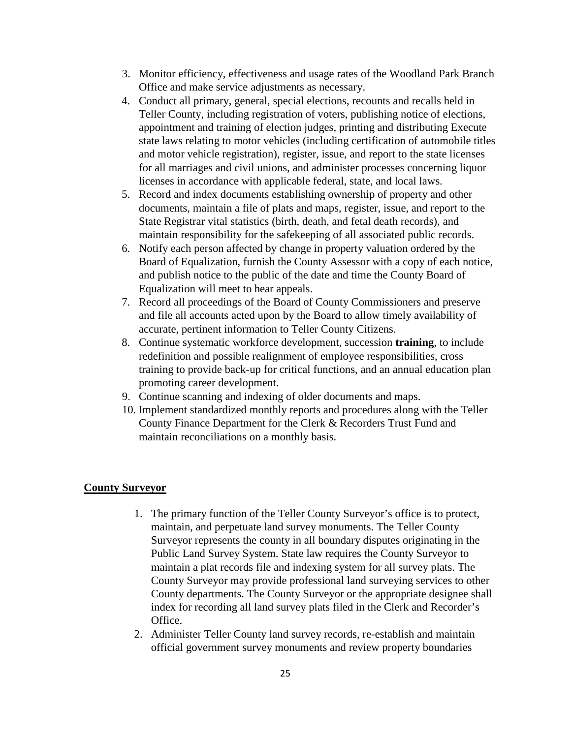3. Monitor efficiency, effectiveness and usage rates of the Woodland Park Branch Office and make service adjustments as necessary.
4. Conduct all primary, general, special elections, recounts and recalls held in Teller County, including registration of voters, publishing notice of elections, appointment and training of election judges, printing and distributing Execute state laws relating to motor vehicles (including certification of automobile titles and motor vehicle registration), register, issue, and report to the state licenses for all marriages and civil unions, and administer processes concerning liquor licenses in accordance with applicable federal, state, and local laws.
5. Record and index documents establishing ownership of property and other documents, maintain a file of plats and maps, register, issue, and report to the State Registrar vital statistics (birth, death, and fetal death records), and maintain responsibility for the safekeeping of all associated public records.
6. Notify each person affected by change in property valuation ordered by the Board of Equalization, furnish the County Assessor with a copy of each notice, and publish notice to the public of the date and time the County Board of Equalization will meet to hear appeals.
7. Record all proceedings of the Board of County Commissioners and preserve and file all accounts acted upon by the Board to allow timely availability of accurate, pertinent information to Teller County Citizens.
8. Continue systematic workforce development, succession **training**, to include redefinition and possible realignment of employee responsibilities, cross training to provide back-up for critical functions, and an annual education plan promoting career development.
9. Continue scanning and indexing of older documents and maps.
10. Implement standardized monthly reports and procedures along with the Teller County Finance Department for the Clerk & Recorders Trust Fund and maintain reconciliations on a monthly basis.

## County Surveyor

1. The primary function of the Teller County Surveyor's office is to protect, maintain, and perpetuate land survey monuments. The Teller County Surveyor represents the county in all boundary disputes originating in the Public Land Survey System. State law requires the County Surveyor to maintain a plat records file and indexing system for all survey plats. The County Surveyor may provide professional land surveying services to other County departments. The County Surveyor or the appropriate designee shall index for recording all land survey plats filed in the Clerk and Recorder's Office.
2. Administer Teller County land survey records, re-establish and maintain official government survey monuments and review property boundaries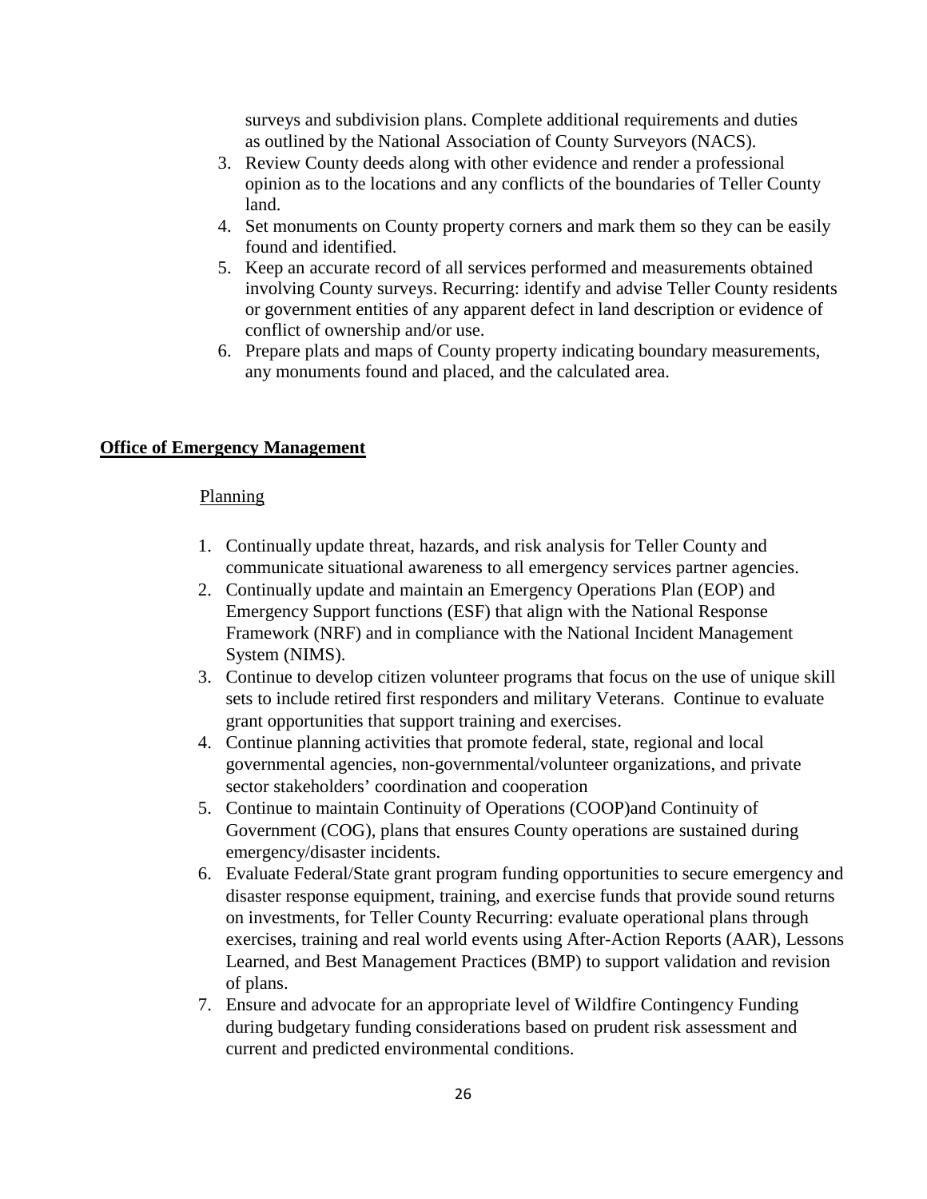surveys and subdivision plans. Complete additional requirements and duties as outlined by the National Association of County Surveyors (NACS).

3. Review County deeds along with other evidence and render a professional opinion as to the locations and any conflicts of the boundaries of Teller County land.
4. Set monuments on County property corners and mark them so they can be easily found and identified.
5. Keep an accurate record of all services performed and measurements obtained involving County surveys. Recurring: identify and advise Teller County residents or government entities of any apparent defect in land description or evidence of conflict of ownership and/or use.
6. Prepare plats and maps of County property indicating boundary measurements, any monuments found and placed, and the calculated area.

**Office of Emergency Management**

Planning

1. Continually update threat, hazards, and risk analysis for Teller County and communicate situational awareness to all emergency services partner agencies.
2. Continually update and maintain an Emergency Operations Plan (EOP) and Emergency Support functions (ESF) that align with the National Response Framework (NRF) and in compliance with the National Incident Management System (NIMS).
3. Continue to develop citizen volunteer programs that focus on the use of unique skill sets to include retired first responders and military Veterans. Continue to evaluate grant opportunities that support training and exercises.
4. Continue planning activities that promote federal, state, regional and local governmental agencies, non-governmental/volunteer organizations, and private sector stakeholders' coordination and cooperation
5. Continue to maintain Continuity of Operations (COOP)and Continuity of Government (COG), plans that ensures County operations are sustained during emergency/disaster incidents.
6. Evaluate Federal/State grant program funding opportunities to secure emergency and disaster response equipment, training, and exercise funds that provide sound returns on investments, for Teller County Recurring: evaluate operational plans through exercises, training and real world events using After-Action Reports (AAR), Lessons Learned, and Best Management Practices (BMP) to support validation and revision of plans.
7. Ensure and advocate for an appropriate level of Wildfire Contingency Funding during budgetary funding considerations based on prudent risk assessment and current and predicted environmental conditions.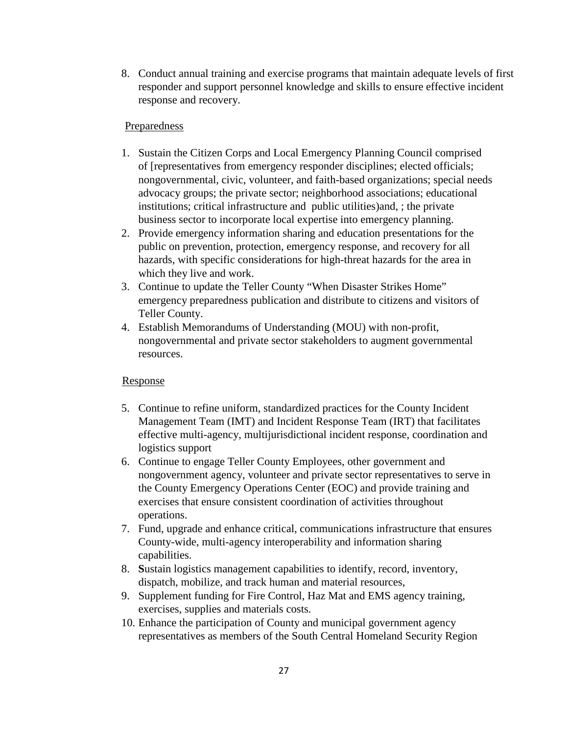8. Conduct annual training and exercise programs that maintain adequate levels of first responder and support personnel knowledge and skills to ensure effective incident response and recovery.

Preparedness

1. Sustain the Citizen Corps and Local Emergency Planning Council comprised of [representatives from emergency responder disciplines; elected officials; nongovernmental, civic, volunteer, and faith-based organizations; special needs advocacy groups; the private sector; neighborhood associations; educational institutions; critical infrastructure and public utilities)and, ; the private business sector to incorporate local expertise into emergency planning.
2. Provide emergency information sharing and education presentations for the public on prevention, protection, emergency response, and recovery for all hazards, with specific considerations for high-threat hazards for the area in which they live and work.
3. Continue to update the Teller County "When Disaster Strikes Home" emergency preparedness publication and distribute to citizens and visitors of Teller County.
4. Establish Memorandums of Understanding (MOU) with non-profit, nongovernmental and private sector stakeholders to augment governmental resources.

Response

5. Continue to refine uniform, standardized practices for the County Incident Management Team (IMT) and Incident Response Team (IRT) that facilitates effective multi-agency, multijurisdictional incident response, coordination and logistics support
6. Continue to engage Teller County Employees, other government and nongovernment agency, volunteer and private sector representatives to serve in the County Emergency Operations Center (EOC) and provide training and exercises that ensure consistent coordination of activities throughout operations.
7. Fund, upgrade and enhance critical, communications infrastructure that ensures County-wide, multi-agency interoperability and information sharing capabilities.
8. **S**ustain logistics management capabilities to identify, record, inventory, dispatch, mobilize, and track human and material resources,
9. Supplement funding for Fire Control, Haz Mat and EMS agency training, exercises, supplies and materials costs.
10. Enhance the participation of County and municipal government agency representatives as members of the South Central Homeland Security Region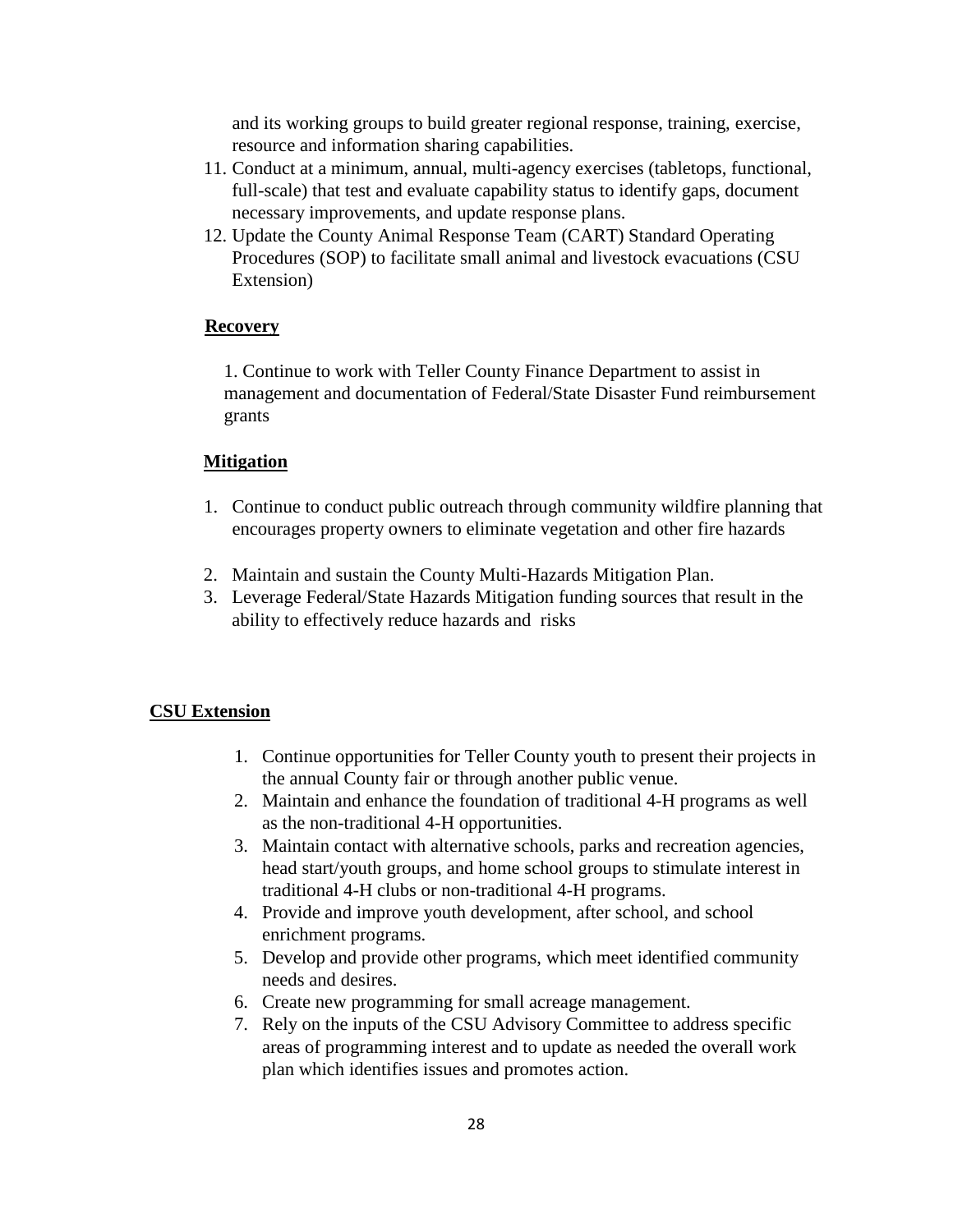and its working groups to build greater regional response, training, exercise, resource and information sharing capabilities.

11. Conduct at a minimum, annual, multi-agency exercises (tabletops, functional, full-scale) that test and evaluate capability status to identify gaps, document necessary improvements, and update response plans.
12. Update the County Animal Response Team (CART) Standard Operating Procedures (SOP) to facilitate small animal and livestock evacuations (CSU Extension)

**Recovery**

1. Continue to work with Teller County Finance Department to assist in management and documentation of Federal/State Disaster Fund reimbursement grants

**Mitigation**

1. Continue to conduct public outreach through community wildfire planning that encourages property owners to eliminate vegetation and other fire hazards
2. Maintain and sustain the County Multi-Hazards Mitigation Plan.
3. Leverage Federal/State Hazards Mitigation funding sources that result in the ability to effectively reduce hazards and risks

**CSU Extension**

1. Continue opportunities for Teller County youth to present their projects in the annual County fair or through another public venue.
2. Maintain and enhance the foundation of traditional 4-H programs as well as the non-traditional 4-H opportunities.
3. Maintain contact with alternative schools, parks and recreation agencies, head start/youth groups, and home school groups to stimulate interest in traditional 4-H clubs or non-traditional 4-H programs.
4. Provide and improve youth development, after school, and school enrichment programs.
5. Develop and provide other programs, which meet identified community needs and desires.
6. Create new programming for small acreage management.
7. Rely on the inputs of the CSU Advisory Committee to address specific areas of programming interest and to update as needed the overall work plan which identifies issues and promotes action.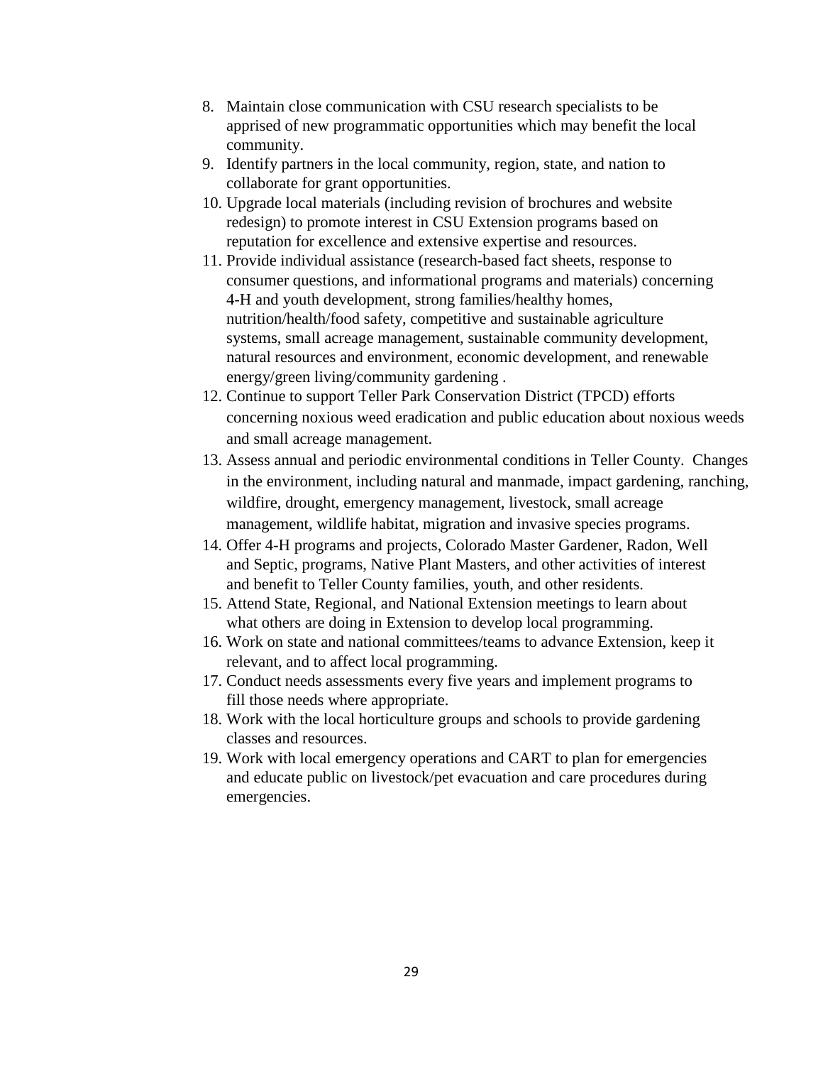8. Maintain close communication with CSU research specialists to be apprised of new programmatic opportunities which may benefit the local community.
9. Identify partners in the local community, region, state, and nation to collaborate for grant opportunities.
10. Upgrade local materials (including revision of brochures and website redesign) to promote interest in CSU Extension programs based on reputation for excellence and extensive expertise and resources.
11. Provide individual assistance (research-based fact sheets, response to consumer questions, and informational programs and materials) concerning 4-H and youth development, strong families/healthy homes, nutrition/health/food safety, competitive and sustainable agriculture systems, small acreage management, sustainable community development, natural resources and environment, economic development, and renewable energy/green living/community gardening .
12. Continue to support Teller Park Conservation District (TPCD) efforts concerning noxious weed eradication and public education about noxious weeds and small acreage management.
13. Assess annual and periodic environmental conditions in Teller County. Changes in the environment, including natural and manmade, impact gardening, ranching, wildfire, drought, emergency management, livestock, small acreage management, wildlife habitat, migration and invasive species programs.
14. Offer 4-H programs and projects, Colorado Master Gardener, Radon, Well and Septic, programs, Native Plant Masters, and other activities of interest and benefit to Teller County families, youth, and other residents.
15. Attend State, Regional, and National Extension meetings to learn about what others are doing in Extension to develop local programming.
16. Work on state and national committees/teams to advance Extension, keep it relevant, and to affect local programming.
17. Conduct needs assessments every five years and implement programs to fill those needs where appropriate.
18. Work with the local horticulture groups and schools to provide gardening classes and resources.
19. Work with local emergency operations and CART to plan for emergencies and educate public on livestock/pet evacuation and care procedures during emergencies.